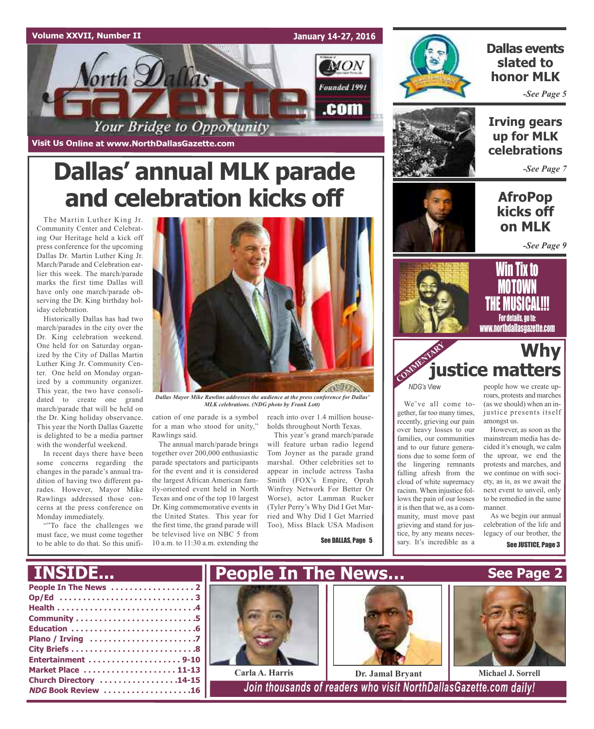# North Dallas Gazette

Your Bridge to Opportunity

Founded 1991

Visit Us Online at www.NorthDallasGazette.com

# Dallas' annual MLK parade and celebration kicks off

The Martin Luther King Jr. Community Center and Celebrating Our Heritage held a kick off press conference for the upcoming Dallas Dr. Martin Luther King Jr. March/Parade and Celebration earlier this week. The march/parade marks the first time Dallas will have only one march/parade observing the Dr. King birthday holiday celebration.

Historically Dallas has had two march/parades in the city over the Dr. King celebration weekend. One held for on Saturday organized by the City of Dallas Martin Luther King Jr. Community Center. One held on Monday organized by a community organizer. This year, the two have consolidated to create one grand march/parade that will be held on the Dr. King holiday observance. This year the North Dallas Gazette is delighted to be a media partner with the wonderful weekend.

In recent days there have been some concerns regarding the changes in the parade's annual tradition of having two different parades. However, Mayor Mike Rawlings addressed those concerns at the press conference on Monday immediately.

""To face the challenges we must face, we must come together to be able to do that. So this unification of one parade is a symbol for a man who stood for unity," Rawlings said.

*Dallas Mayor Mike Rawlins addresses the audience at the press conference for Dallas' MLK celebrations. (NDG photo by Frank Lott)*

The annual march/parade brings together over 200,000 enthusiastic parade spectators and participants for the event and it is considered the largest African American family-oriented event held in North Texas and one of the top 10 largest Dr. King commemorative events in the United States. This year for the first time, the grand parade will be televised live on NBC 5 from 10 a.m. to 11:30 a.m. extending the reach into over 1.4 million households throughout North Texas.

This year's grand march/parade will feature urban radio legend Tom Joyner as the parade grand marshal. Other celebrities set to appear in include actress Tasha Smith (FOX's Empire, Oprah Winfrey Network For Better Or Worse), actor Lamman Rucker (Tyler Perry's Why Did I Get Married and Why Did I Get Married Too), Miss Black USA Madison

See DALLAS, Page 5

## Dallas events slated to honor MLK

*-See Page 5*

## Irving gears up for MLK celebrations

*-See Page 7*

## AfroPop kicks off on MLK

*-See Page 9*

**Win Tix to MOTOWN THE MUSICAL!!!**
For details, go to: www.northdallasgazette.com

COMMENTARY

## Why justice matters

*NDG's View*

We've all come together, far too many times, recently, grieving our pain over heavy losses to our families, our communities and to our future generations due to some form of the lingering remnants falling afresh from the cloud of white supremacy racism. When injustice follows the pain of our losses it is then that we, as a community, must move past grieving and stand for justice, by any means necessary. It's incredible as a people how we create uproars, protests and marches (as we should) when an injustice presents itself amongst us.

However, as soon as the mainstream media has decided it's enough, we calm the uproar, we end the protests and marches and we continue on with society, as is, as we await the next event to unveil, only to be remedied in the same manner.

As we begin our annual celebration of the life and legacy of our brother, the

See JUSTICE, Page 3

## INSIDE...

- People In The News .................. 2
- Op/Ed .................. 3
- Health .................. 4
- Community .................. 5
- Education .................. 6
- Plano / Irving .................. 7
- City Briefs .................. 8
- Entertainment .................. 9-10
- Market Place .................. 11-13
- Church Directory .................. 14-15
- *NDG* Book Review .................. 16

## People In The News... See Page 2

Carla A. Harris

Dr. Jamal Bryant

Michael J. Sorrell

*Join thousands of readers who visit NorthDallasGazette.com daily!*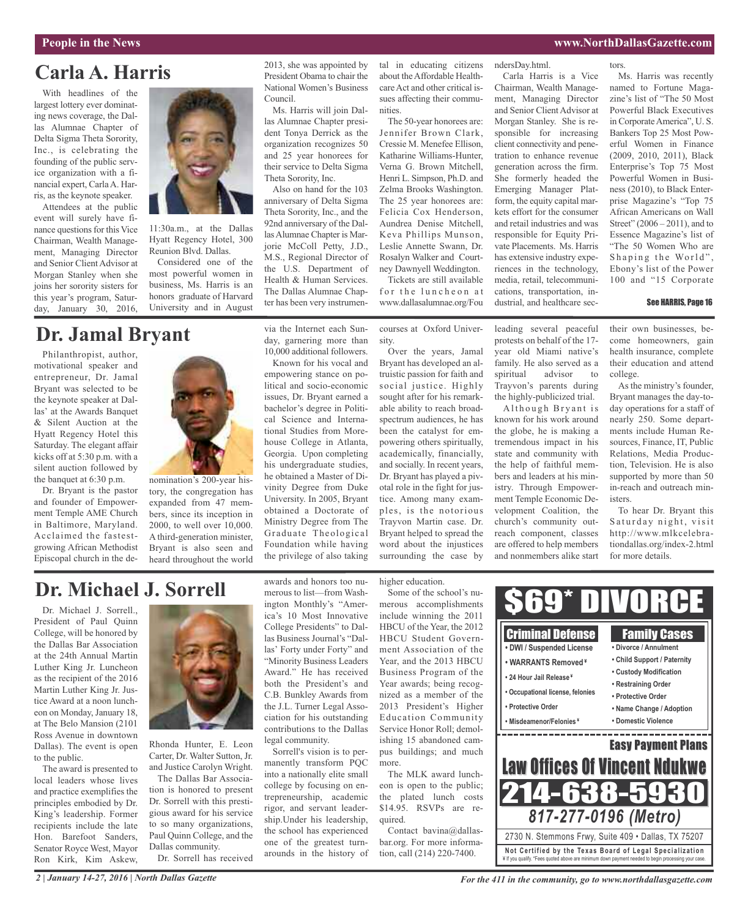# Carla A. Harris

With headlines of the largest lottery ever dominating news coverage, the Dallas Alumnae Chapter of Delta Sigma Theta Sorority, Inc., is celebrating the founding of the public service organization with a financial expert, Carla A. Harris, as the keynote speaker.

Attendees at the public event will surely have finance questions for this Vice Chairman, Wealth Management, Managing Director and Senior Client Advisor at Morgan Stanley when she joins her sorority sisters for this year's program, Saturday, January 30, 2016, 11:30a.m., at the Dallas Hyatt Regency Hotel, 300 Reunion Blvd. Dallas.

Considered one of the most powerful women in business, Ms. Harris is an honors graduate of Harvard University and in August 2013, she was appointed by President Obama to chair the National Women's Business Council.

Ms. Harris will join Dallas Alumnae Chapter president Tonya Derrick as the organization recognizes 50 and 25 year honorees for their service to Delta Sigma Theta Sorority, Inc.

Also on hand for the 103 anniversary of Delta Sigma Theta Sorority, Inc., and the 92nd anniversary of the Dallas Alumnae Chapter is Marjorie McColl Petty, J.D., M.S., Regional Director of the U.S. Department of Health & Human Services. The Dallas Alumnae Chapter has been very instrumental in educating citizens about the Affordable Healthcare Act and other critical issues affecting their communities.

The 50-year honorees are: Jennifer Brown Clark, Cressie M. Menefee Ellison, Katharine Williams-Hunter, Verna G. Brown Mitchell, Henri L. Simpson, Ph.D. and Zelma Brooks Washington. The 25 year honorees are: Felicia Cox Henderson, Aundrea Denise Mitchell, Keva Phillips Munson, Leslie Annette Swann, Dr. Rosalyn Walker and Courtney Dawnyell Weddington.

Tickets are still available for the luncheon at www.dallasalumnae.org/FoundersDay.html.

Carla Harris is a Vice Chairman, Wealth Management, Managing Director and Senior Client Advisor at Morgan Stanley. She is responsible for increasing client connectivity and penetration to enhance revenue generation across the firm. She formerly headed the Emerging Manager Platform, the equity capital markets effort for the consumer and retail industries and was responsible for Equity Private Placements. Ms. Harris has extensive industry experiences in the technology, media, retail, telecommunications, transportation, industrial, and healthcare sectors.

Ms. Harris was recently named to Fortune Magazine's list of "The 50 Most Powerful Black Executives in Corporate America", U. S. Bankers Top 25 Most Powerful Women in Finance (2009, 2010, 2011), Black Enterprise's Top 75 Most Powerful Women in Business (2010), to Black Enterprise Magazine's "Top 75 African Americans on Wall Street" (2006 – 2011), and to Essence Magazine's list of "The 50 Women Who are Shaping the World", Ebony's list of the Power 100 and "15 Corporate

See HARRIS, Page 16

# Dr. Jamal Bryant

Philanthropist, author, motivational speaker and entrepreneur, Dr. Jamal Bryant was selected to be the keynote speaker at Dallas' at the Awards Banquet & Silent Auction at the Hyatt Regency Hotel this Saturday. The elegant affair kicks off at 5:30 p.m. with a silent auction followed by the banquet at 6:30 p.m.

Dr. Bryant is the pastor and founder of Empowerment Temple AME Church in Baltimore, Maryland. Acclaimed the fastest-growing African Methodist Episcopal church in the denomination's 200-year history, the congregation has expanded from 47 members, since its inception in 2000, to well over 10,000. A third-generation minister, Bryant is also seen and heard throughout the world via the Internet each Sunday, garnering more than 10,000 additional followers.

Known for his vocal and empowering stance on political and socio-economic issues, Dr. Bryant earned a bachelor's degree in Political Science and International Studies from Morehouse College in Atlanta, Georgia. Upon completing his undergraduate studies, he obtained a Master of Divinity Degree from Duke University. In 2005, Bryant obtained a Doctorate of Ministry Degree from The Graduate Theological Foundation while having the privilege of also taking courses at Oxford University.

Over the years, Jamal Bryant has developed an altruistic passion for faith and social justice. Highly sought after for his remarkable ability to reach broad-spectrum audiences, he has been the catalyst for empowering others spiritually, academically, financially, and socially. In recent years, Dr. Bryant has played a pivotal role in the fight for justice. Among many examples, is the notorious Trayvon Martin case. Dr. Bryant helped to spread the word about the injustices surrounding the case by leading several peaceful protests on behalf of the 17-year old Miami native's family. He also served as a spiritual advisor to Trayvon's parents during the highly-publicized trial.

Although Bryant is known for his work around the globe, he is making a tremendous impact in his state and community with the help of faithful members and leaders at his ministry. Through Empowerment Temple Economic Development Coalition, the church's community outreach component, classes are offered to help members and nonmembers alike start their own businesses, become homeowners, gain health insurance, complete their education and attend college.

As the ministry's founder, Bryant manages the day-to-day operations for a staff of nearly 250. Some departments include Human Resources, Finance, IT, Public Relations, Media Production, Television. He is also supported by more than 50 in-reach and outreach ministers.

To hear Dr. Bryant this Saturday night, visit http://www.mlkcelebrationdallas.org/index-2.html for more details.

# Dr. Michael J. Sorrell

Dr. Michael J. Sorrell., President of Paul Quinn College, will be honored by the Dallas Bar Association at the 24th Annual Martin Luther King Jr. Luncheon as the recipient of the 2016 Martin Luther King Jr. Justice Award at a noon luncheon on Monday, January 18, at The Belo Mansion (2101 Ross Avenue in downtown Dallas). The event is open to the public.

The award is presented to local leaders whose lives and practice exemplifies the principles embodied by Dr. King's leadership. Former recipients include the late Hon. Barefoot Sanders, Senator Royce West, Mayor Ron Kirk, Kim Askew, Rhonda Hunter, E. Leon Carter, Dr. Walter Sutton, Jr. and Justice Carolyn Wright.

The Dallas Bar Association is honored to present Dr. Sorrell with this prestigious award for his service to so many organizations, Paul Quinn College, and the Dallas community.

Dr. Sorrell has received awards and honors too numerous to list—from Washington Monthly's "America's 10 Most Innovative College Presidents" to Dallas Business Journal's "Dallas' Forty under Forty" and "Minority Business Leaders Award." He has received both the President's and C.B. Bunkley Awards from the J.L. Turner Legal Association for his outstanding contributions to the Dallas legal community.

Sorrell's vision is to permanently transform PQC into a nationally elite small college by focusing on entrepreneurship, academic rigor, and servant leadership.Under his leadership, the school has experienced one of the greatest turnarounds in the history of higher education.

Some of the school's numerous accomplishments include winning the 2011 HBCU of the Year, the 2012 HBCU Student Government Association of the Year, and the 2013 HBCU Business Program of the Year awards; being recognized as a member of the 2013 President's Higher Education Community Service Honor Roll; demolishing 15 abandoned campus buildings; and much more.

The MLK award luncheon is open to the public; the plated lunch costs $14.95. RSVPs are required.

Contact bavina@dallasbar.org. For more information, call (214) 220-7400.

**$69* DIVORCE**

**Criminal Defense**
- DWI / Suspended License
- WARRANTS Removed ¥
- 24 Hour Jail Release ¥
- Occupational license, felonies
- Protective Order
- Misdeamenor/Felonies ¥

**Family Cases**
- Divorce / Annulment
- Child Support / Paternity
- Custody Modification
- Restraining Order
- Protective Order
- Name Change / Adoption
- Domestic Violence

**Easy Payment Plans**

**Law Offices Of Vincent Ndukwe**

**214-638-5930**

*817-277-0196 (Metro)*

2730 N. Stemmons Frwy, Suite 409 • Dallas, TX 75207

Not Certified by the Texas Board of Legal Specialization

¥ If you qualify. *Fees quoted above are minimum down payment needed to begin processing your case.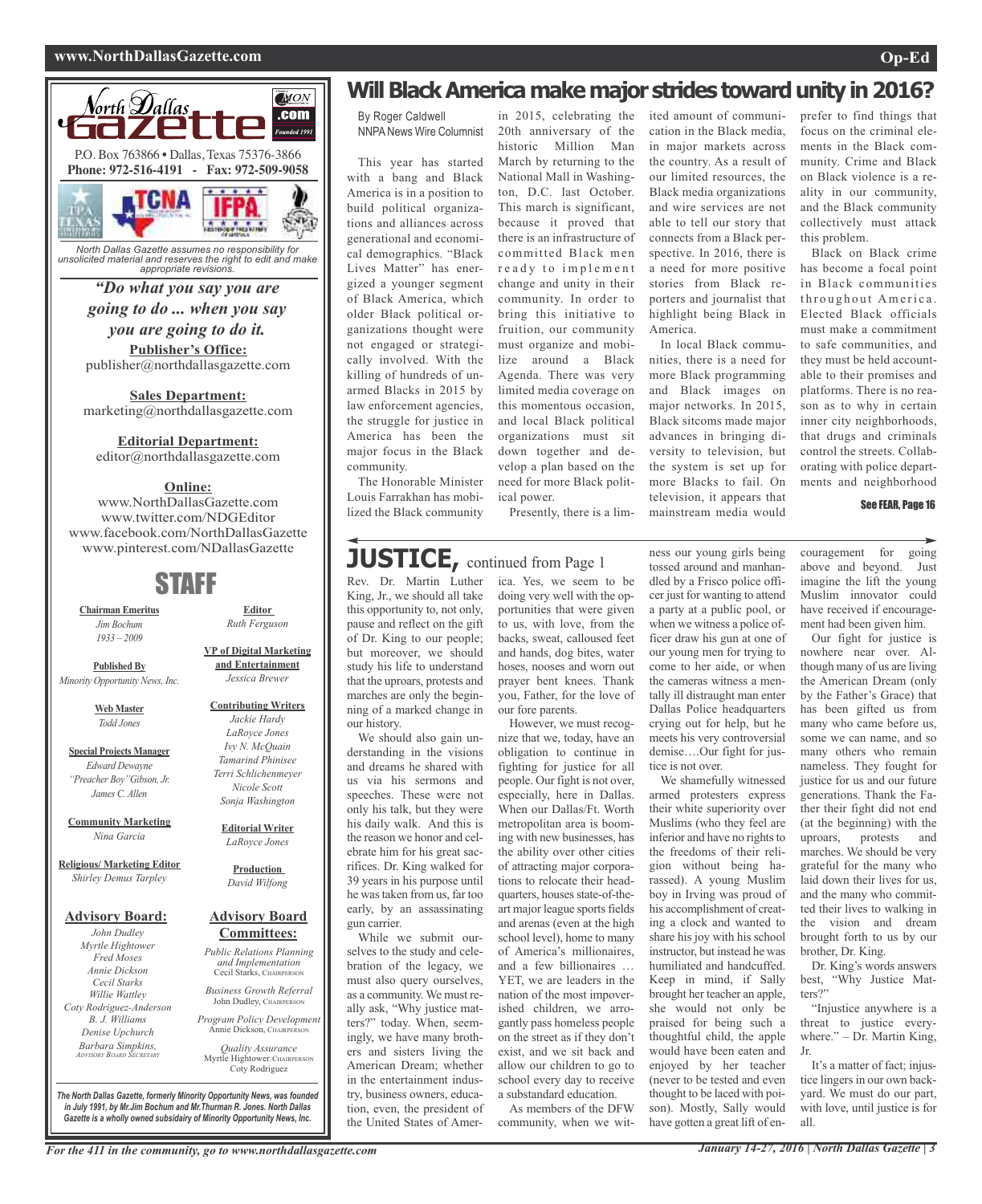North Dallas Gazette

P.O. Box 763866 • Dallas, Texas 75376-3866
**Phone: 972-516-4191 - Fax: 972-509-9058**

*North Dallas Gazette assumes no responsibility for unsolicited material and reserves the right to edit and make appropriate revisions.*

***"Do what you say you are going to do ... when you say you are going to do it.***

**Publisher's Office:**
publisher@northdallasgazette.com

**Sales Department:**
marketing@northdallasgazette.com

**Editorial Department:**
editor@northdallasgazette.com

**Online:**
www.NorthDallasGazette.com
www.twitter.com/NDGEditor
www.facebook.com/NorthDallasGazette
www.pinterest.com/NDallasGazette

## STAFF

**Chairman Emeritus**
*Jim Bochum*
*1933 – 2009*

**Published By**
*Minority Opportunity News, Inc.*

**Web Master**
*Todd Jones*

**Special Projects Manager**
*Edward Dewayne*
*"Preacher Boy"Gibson, Jr.*
*James C. Allen*

**Community Marketing**
*Nina Garcia*

**Religious/ Marketing Editor**
*Shirley Demus Tarpley*

**Advisory Board:**
*John Dudley*
*Myrtle Hightower*
*Fred Moses*
*Annie Dickson*
*Cecil Starks*
*Willie Wattley*
*Coty Rodriguez-Anderson*
*B. J. Williams*
*Denise Upchurch*
*Barbara Simpkins, Advisory Board Secretary*

**Editor**
*Ruth Ferguson*

**VP of Digital Marketing and Entertainment**
*Jessica Brewer*

**Contributing Writers**
*Jackie Hardy*
*LaRoyce Jones*
*Ivy N. McQuain*
*Tamarind Phinisee*
*Terri Schlichenmeyer*
*Nicole Scott*
*Sonja Washington*

**Editorial Writer**
*LaRoyce Jones*

**Production**
*David Wilfong*

**Advisory Board Committees:**

*Public Relations Planning and Implementation*
Cecil Starks, Chairperson

*Business Growth Referral*
John Dudley, Chairperson

*Program Policy Development*
Annie Dickson, Chairperson

*Quality Assurance*
Myrtle Hightower, Chairperson
Coty Rodriguez

***The North Dallas Gazette, formerly Minority Opportunity News, was founded in July 1991, by Mr.Jim Bochum and Mr.Thurman R. Jones. North Dallas Gazette is a wholly owned subsidairy of Minority Opportunity News, Inc.***

# Will Black America make major strides toward unity in 2016?

By Roger Caldwell
NNPA News Wire Columnist

This year has started with a bang and Black America is in a position to build political organizations and alliances across generational and economical demographics. "Black Lives Matter" has energized a younger segment of Black America, which older Black political organizations thought were not engaged or strategically involved. With the killing of hundreds of unarmed Blacks in 2015 by law enforcement agencies, the struggle for justice in America has been the major focus in the Black community.

The Honorable Minister Louis Farrakhan has mobilized the Black community in 2015, celebrating the 20th anniversary of the historic Million Man March by returning to the National Mall in Washington, D.C. last October. This march is significant, because it proved that there is an infrastructure of committed Black men ready to implement change and unity in their community. In order to bring this initiative to fruition, our community must organize and mobilize around a Black Agenda. There was very limited media coverage on this momentous occasion, and local Black political organizations must sit down together and develop a plan based on the need for more Black political power.

Presently, there is a limited amount of communication in the Black media, in major markets across the country. As a result of our limited resources, the Black media organizations and wire services are not able to tell our story that connects from a Black perspective. In 2016, there is a need for more positive stories from Black reporters and journalist that highlight being Black in America.

In local Black communities, there is a need for more Black programming and Black images on major networks. In 2015, Black sitcoms made major advances in bringing diversity to television, but the system is set up for more Blacks to fail. On television, it appears that mainstream media would prefer to find things that focus on the criminal elements in the Black community. Crime and Black on Black violence is a reality in our community, and the Black community collectively must attack this problem.

Black on Black crime has become a focal point in Black communities throughout America. Elected Black officials must make a commitment to safe communities, and they must be held accountable to their promises and platforms. There is no reason as to why in certain inner city neighborhoods, that drugs and criminals control the streets. Collaborating with police departments and neighborhood

See FEAR, Page 16

# JUSTICE, continued from Page 1

Rev. Dr. Martin Luther King, Jr., we should all take this opportunity to, not only, pause and reflect on the gift of Dr. King to our people; but moreover, we should study his life to understand that the uproars, protests and marches are only the beginning of a marked change in our history.

We should also gain understanding in the visions and dreams he shared with us via his sermons and speeches. These were not only his talk, but they were his daily walk. And this is the reason we honor and celebrate him for his great sacrifices. Dr. King walked for 39 years in his purpose until he was taken from us, far too early, by an assassinating gun carrier.

While we submit ourselves to the study and celebration of the legacy, we must also query ourselves, as a community. We must really ask, "Why justice matters?" today. When, seemingly, we have many brothers and sisters living the American Dream; whether in the entertainment industry, business owners, education, even, the president of the United States of America. Yes, we seem to be doing very well with the opportunities that were given to us, with love, from the backs, sweat, calloused feet and hands, dog bites, water hoses, nooses and worn out prayer bent knees. Thank you, Father, for the love of our fore parents.

However, we must recognize that we, today, have an obligation to continue in fighting for justice for all people. Our fight is not over, especially, here in Dallas. When our Dallas/Ft. Worth metropolitan area is booming with new businesses, has the ability over other cities of attracting major corporations to relocate their headquarters, houses state-of-the-art major league sports fields and arenas (even at the high school level), home to many of America's millionaires, and a few billionaires … YET, we are leaders in the nation of the most impoverished children, we arrogantly pass homeless people on the street as if they don't exist, and we sit back and allow our children to go to school every day to receive a substandard education.

As members of the DFW community, when we witness our young girls being tossed around and manhandled by a Frisco police officer just for wanting to attend a party at a public pool, or when we witness a police officer draw his gun at one of our young men for trying to come to her aide, or when the cameras witness a mentally ill distraught man enter Dallas Police headquarters crying out for help, but he meets his very controversial demise….Our fight for justice is not over.

We shamefully witnessed armed protesters express their white superiority over Muslims (who they feel are inferior and have no rights to the freedoms of their religion without being harassed). A young Muslim boy in Irving was proud of his accomplishment of creating a clock and wanted to share his joy with his school instructor, but instead he was humiliated and handcuffed. Keep in mind, if Sally brought her teacher an apple, she would not only be praised for being such a thoughtful child, the apple would have been eaten and enjoyed by her teacher (never to be tested and even thought to be laced with poison). Mostly, Sally would have gotten a great lift of encouragement for going above and beyond. Just imagine the lift the young Muslim innovator could have received if encouragement had been given him.

Our fight for justice is nowhere near over. Although many of us are living the American Dream (only by the Father's Grace) that has been gifted us from many who came before us, some we can name, and so many others who remain nameless. They fought for justice for us and our future generations. Thank the Father their fight did not end (at the beginning) with the uproars, protests and marches. We should be very grateful for the many who laid down their lives for us, and the many who committed their lives to walking in the vision and dream brought forth to us by our brother, Dr. King.

Dr. King's words answers best, "Why Justice Matters?"

"Injustice anywhere is a threat to justice everywhere." – Dr. Martin King, Jr.

It's a matter of fact; injustice lingers in our own backyard. We must do our part, with love, until justice is for all.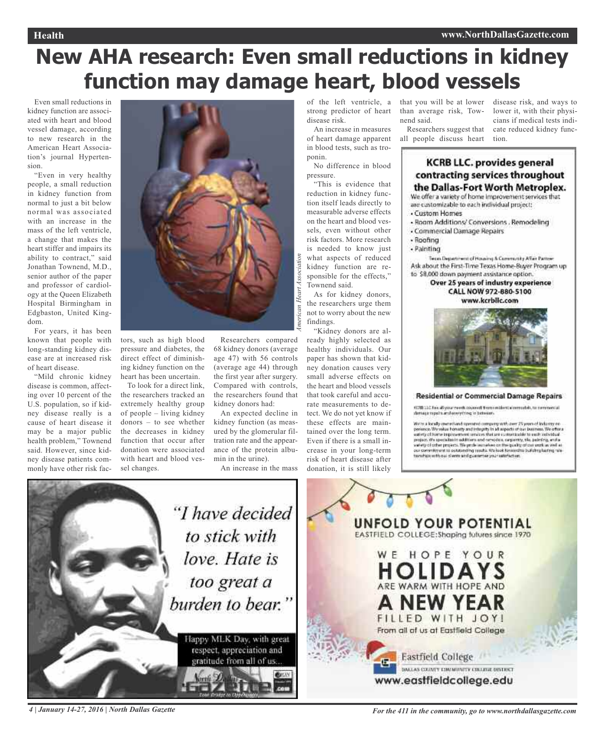# New AHA research: Even small reductions in kidney function may damage heart, blood vessels

Even small reductions in kidney function are associated with heart and blood vessel damage, according to new research in the American Heart Association's journal Hypertension.

"Even in very healthy people, a small reduction in kidney function from normal to just a bit below normal was associated with an increase in the mass of the left ventricle, a change that makes the heart stiffer and impairs its ability to contract," said Jonathan Townend, M.D., senior author of the paper and professor of cardiology at the Queen Elizabeth Hospital Birmingham in Edgbaston, United Kingdom.

For years, it has been known that people with long-standing kidney disease are at increased risk of heart disease.

"Mild chronic kidney disease is common, affecting over 10 percent of the U.S. population, so if kidney disease really is a cause of heart disease it may be a major public health problem," Townend said. However, since kidney disease patients commonly have other risk factors, such as high blood pressure and diabetes, the direct effect of diminishing kidney function on the heart has been uncertain.

*American Heart Association*

To look for a direct link, the researchers tracked an extremely healthy group of people – living kidney donors – to see whether the decreases in kidney function that occur after donation were associated with heart and blood vessel changes.

Researchers compared 68 kidney donors (average age 47) with 56 controls (average age 44) through the first year after surgery. Compared with controls, the researchers found that kidney donors had:

An expected decline in kidney function (as measured by the glomerular filtration rate and the appearance of the protein albumin in the urine).

An increase in the mass of the left ventricle, a strong predictor of heart disease risk.

An increase in measures of heart damage apparent in blood tests, such as troponin.

No difference in blood pressure.

"This is evidence that reduction in kidney function itself leads directly to measurable adverse effects on the heart and blood vessels, even without other risk factors. More research is needed to know just what aspects of reduced kidney function are responsible for the effects," Townend said.

As for kidney donors, the researchers urge them not to worry about the new findings.

"Kidney donors are already highly selected as healthy individuals. Our paper has shown that kidney donation causes very small adverse effects on the heart and blood vessels that took careful and accurate measurements to detect. We do not yet know if these effects are maintained over the long term. Even if there is a small increase in your long-term risk of heart disease after donation, it is still likely that you will be at lower than average risk, Townend said.

Researchers suggest that all people discuss heart disease risk, and ways to lower it, with their physicians if medical tests indicate reduced kidney function.

---

**KCRB LLC. provides general contracting services throughout the Dallas-Fort Worth Metroplex.**

We offer a variety of home improvement services that are customizable to each individual project:

- Custom Homes
- Room Additions/ Conversions , Remodeling
- Commercial Damage Repairs
- Roofing
- Painting

Texas Department of Housing & Community Affair Partner

Ask about the First-Time Texas Home-Buyer Program up to $8,000 down payment assistance option.

**Over 25 years of industry experience**
**CALL NOW 972-880-5100**
**www.kcrbllc.com**

**Residential or Commercial Damage Repairs**

KCRB LLC has all your needs covered from residential remodels, to commercial damage repairs and everything in between.

We're a locally owned and operated company with over 25 years of industry experience. We value honesty and integrity in all aspects of our business. We offer a variety of home improvement services that are customizable to each individual project. We specialize in additions and remodels, carpentry, tile, painting, and a variety of other projects. We pride ourselves on the quality of our work as well as our commitment to outstanding results. We look forward to building lasting relationships with our clients and guarantee your satisfaction.

---

*"I have decided to stick with love. Hate is too great a burden to bear."*

Happy MLK Day, with great respect, appreciation and gratitude from all of us...

North Dallas Gazette

---

**UNFOLD YOUR POTENTIAL**
EASTFIELD COLLEGE: Shaping futures since 1970

WE HOPE YOUR **HOLIDAYS** ARE WARM WITH HOPE AND **A NEW YEAR** FILLED WITH JOY!

From all of us at Eastfield College

Eastfield College
DALLAS COUNTY COMMUNITY COLLEGE DISTRICT
www.eastfieldcollege.edu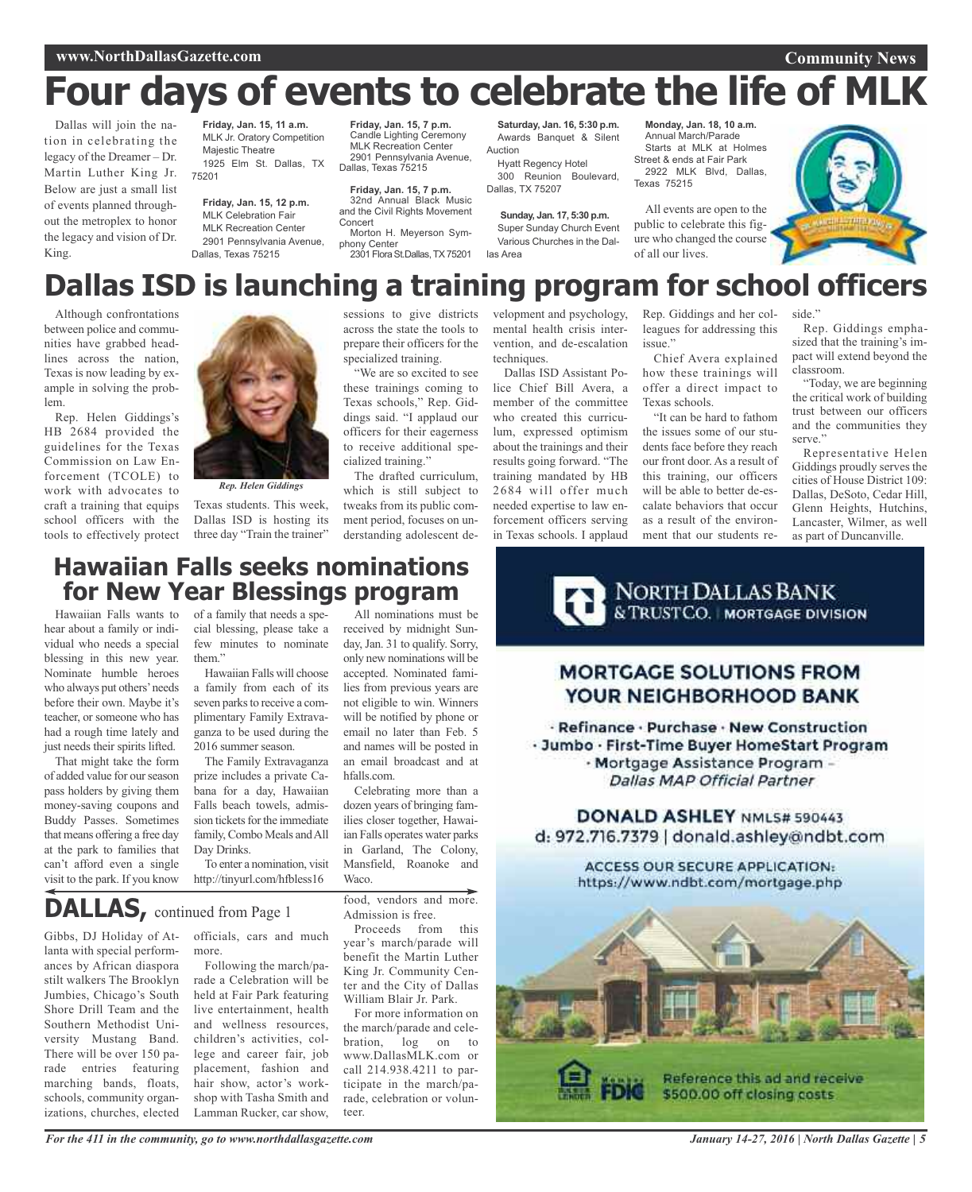# Four days of events to celebrate the life of MLK

Dallas will join the nation in celebrating the legacy of the Dreamer – Dr. Martin Luther King Jr. Below are just a small list of events planned throughout the metroplex to honor the legacy and vision of Dr. King.

**Friday, Jan. 15, 11 a.m.**
MLK Jr. Oratory Competition
Majestic Theatre
1925 Elm St. Dallas, TX 75201

**Friday, Jan. 15, 12 p.m.**
MLK Celebration Fair
MLK Recreation Center
2901 Pennsylvania Avenue, Dallas, Texas 75215

**Friday, Jan. 15, 7 p.m.**
Candle Lighting Ceremony
MLK Recreation Center
2901 Pennsylvania Avenue, Dallas, Texas 75215

**Friday, Jan. 15, 7 p.m.**
32nd Annual Black Music and the Civil Rights Movement Concert
Morton H. Meyerson Symphony Center
2301 Flora St.Dallas, TX 75201

**Saturday, Jan. 16, 5:30 p.m.**
Awards Banquet & Silent Auction
Hyatt Regency Hotel
300 Reunion Boulevard, Dallas, TX 75207

**Sunday, Jan. 17, 5:30 p.m.**
Super Sunday Church Event
Various Churches in the Dallas Area

**Monday, Jan. 18, 10 a.m.**
Annual March/Parade
Starts at MLK at Holmes Street & ends at Fair Park
2922 MLK Blvd, Dallas, Texas 75215

All events are open to the public to celebrate this figure who changed the course of all our lives.

# Dallas ISD is launching a training program for school officers

Although confrontations between police and communities have grabbed headlines across the nation, Texas is now leading by example in solving the problem.

Rep. Helen Giddings's HB 2684 provided the guidelines for the Texas Commission on Law Enforcement (TCOLE) to work with advocates to craft a training that equips school officers with the tools to effectively protect Texas students. This week, Dallas ISD is hosting its three day "Train the trainer" sessions to give districts across the state the tools to prepare their officers for the specialized training.

*Rep. Helen Giddings*

"We are so excited to see these trainings coming to Texas schools," Rep. Giddings said. "I applaud our officers for their eagerness to receive additional specialized training."

The drafted curriculum, which is still subject to tweaks from its public comment period, focuses on understanding adolescent development and psychology, mental health crisis intervention, and de-escalation techniques.

Dallas ISD Assistant Police Chief Bill Avera, a member of the committee who created this curriculum, expressed optimism about the trainings and their results going forward. "The training mandated by HB 2684 will offer much needed expertise to law enforcement officers serving in Texas schools. I applaud Rep. Giddings and her colleagues for addressing this issue."

Chief Avera explained how these trainings will offer a direct impact to Texas schools.

"It can be hard to fathom the issues some of our students face before they reach our front door. As a result of this training, our officers will be able to better de-escalate behaviors that occur as a result of the environment that our students reside."

Rep. Giddings emphasized that the training's impact will extend beyond the classroom.

"Today, we are beginning the critical work of building trust between our officers and the communities they serve."

Representative Helen Giddings proudly serves the cities of House District 109: Dallas, DeSoto, Cedar Hill, Glenn Heights, Hutchins, Lancaster, Wilmer, as well as part of Duncanville.

# Hawaiian Falls seeks nominations for New Year Blessings program

Hawaiian Falls wants to hear about a family or individual who needs a special blessing in this new year. Nominate humble heroes who always put others' needs before their own. Maybe it's teacher, or someone who has had a rough time lately and just needs their spirits lifted.

That might take the form of added value for our season pass holders by giving them money-saving coupons and Buddy Passes. Sometimes that means offering a free day at the park to families that can't afford even a single visit to the park. If you know of a family that needs a special blessing, please take a few minutes to nominate them."

Hawaiian Falls will choose a family from each of its seven parks to receive a complimentary Family Extravaganza to be used during the 2016 summer season.

The Family Extravaganza prize includes a private Cabana for a day, Hawaiian Falls beach towels, admission tickets for the immediate family, Combo Meals and All Day Drinks.

To enter a nomination, visit http://tinyurl.com/hfbless16

All nominations must be received by midnight Sunday, Jan. 31 to qualify. Sorry, only new nominations will be accepted. Nominated families from previous years are not eligible to win. Winners will be notified by phone or email no later than Feb. 5 and names will be posted in an email broadcast and at hfalls.com.

Celebrating more than a dozen years of bringing families closer together, Hawaiian Falls operates water parks in Garland, The Colony, Mansfield, Roanoke and Waco.

# DALLAS, continued from Page 1

Gibbs, DJ Holiday of Atlanta with special performances by African diaspora stilt walkers The Brooklyn Jumbies, Chicago's South Shore Drill Team and the Southern Methodist University Mustang Band. There will be over 150 parade entries featuring marching bands, floats, schools, community organizations, churches, elected officials, cars and much more.

Following the march/parade a Celebration will be held at Fair Park featuring live entertainment, health and wellness resources, children's activities, college and career fair, job placement, fashion and hair show, actor's workshop with Tasha Smith and Lamman Rucker, car show, food, vendors and more. Admission is free.

Proceeds from this year's march/parade will benefit the Martin Luther King Jr. Community Center and the City of Dallas William Blair Jr. Park.

For more information on the march/parade and celebration, log on to www.DallasMLK.com or call 214.938.4211 to participate in the march/parade, celebration or volunteer.

---

**NORTH DALLAS BANK & TRUST CO. | MORTGAGE DIVISION**

**MORTGAGE SOLUTIONS FROM YOUR NEIGHBORHOOD BANK**

· Refinance · Purchase · New Construction
· Jumbo · First-Time Buyer HomeStart Program
· Mortgage Assistance Program – *Dallas MAP Official Partner*

**DONALD ASHLEY** NMLS# 590443
d: 972.716.7379 | donald.ashley@ndbt.com

ACCESS OUR SECURE APPLICATION:
https://www.ndbt.com/mortgage.php

Reference this ad and receive $500.00 off closing costs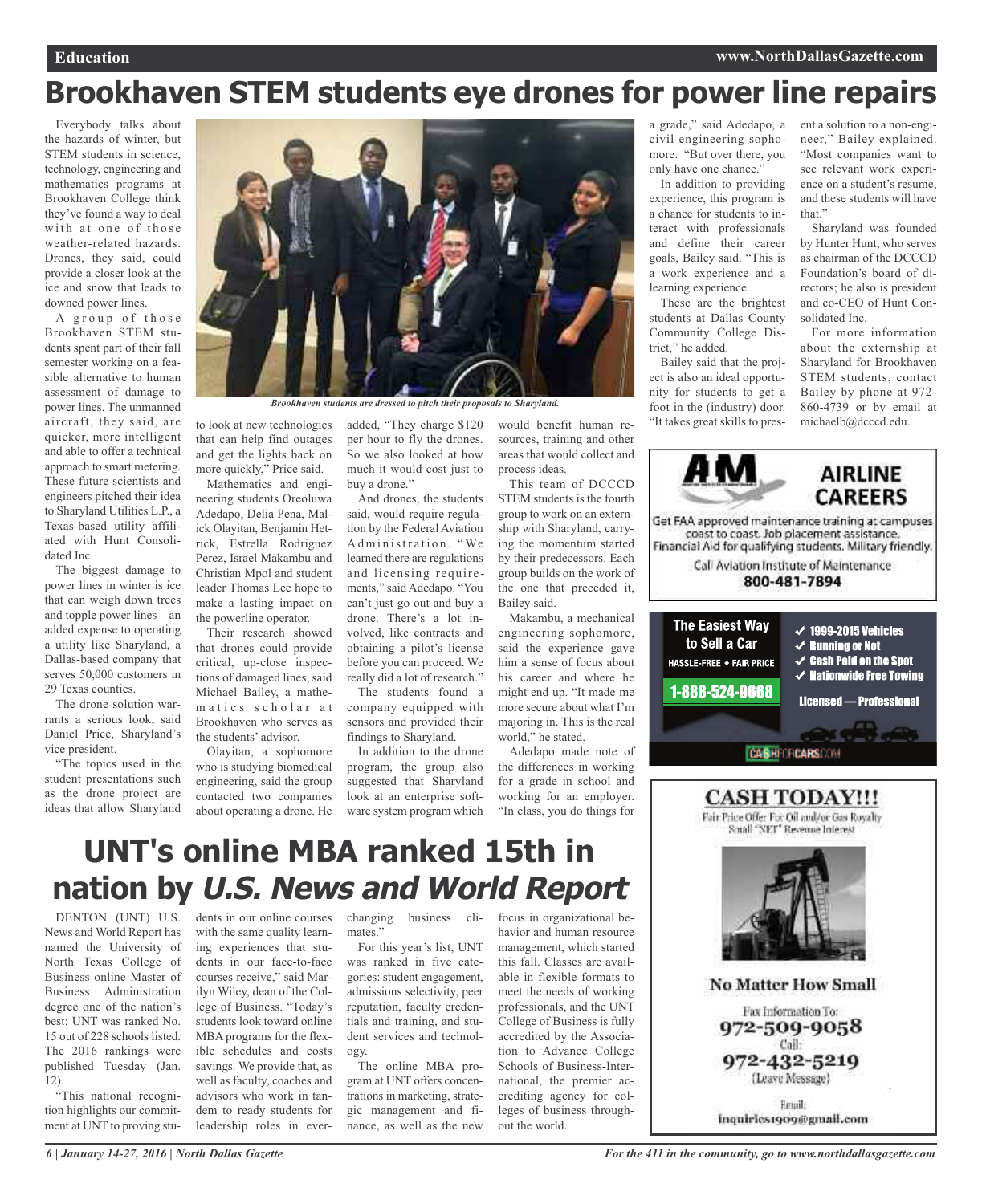# Brookhaven STEM students eye drones for power line repairs

Everybody talks about the hazards of winter, but STEM students in science, technology, engineering and mathematics programs at Brookhaven College think they've found a way to deal with at one of those weather-related hazards. Drones, they said, could provide a closer look at the ice and snow that leads to downed power lines.

A group of those Brookhaven STEM students spent part of their fall semester working on a feasible alternative to human assessment of damage to power lines. The unmanned aircraft, they said, are quicker, more intelligent and able to offer a technical approach to smart metering. These future scientists and engineers pitched their idea to Sharyland Utilities L.P., a Texas-based utility affiliated with Hunt Consolidated Inc.

*Brookhaven students are dressed to pitch their proposals to Sharyland.*

The biggest damage to power lines in winter is ice that can weigh down trees and topple power lines – an added expense to operating a utility like Sharyland, a Dallas-based company that serves 50,000 customers in 29 Texas counties.

The drone solution warrants a serious look, said Daniel Price, Sharyland's vice president.

"The topics used in the student presentations such as the drone project are ideas that allow Sharyland to look at new technologies that can help find outages and get the lights back on more quickly," Price said.

Mathematics and engineering students Oreoluwa Adedapo, Delia Pena, Malick Olayitan, Benjamin Hetrick, Estrella Rodriguez Perez, Israel Makambu and Christian Mpol and student leader Thomas Lee hope to make a lasting impact on the powerline operator.

Their research showed that drones could provide critical, up-close inspections of damaged lines, said Michael Bailey, a mathematics scholar at Brookhaven who serves as the students' advisor.

Olayitan, a sophomore who is studying biomedical engineering, said the group contacted two companies about operating a drone. He added, "They charge $120 per hour to fly the drones. So we also looked at how much it would cost just to buy a drone."

And drones, the students said, would require regulation by the Federal Aviation Administration. "We learned there are regulations and licensing requirements," said Adedapo. "You can't just go out and buy a drone. There's a lot involved, like contracts and obtaining a pilot's license before you can proceed. We really did a lot of research."

The students found a company equipped with sensors and provided their findings to Sharyland.

In addition to the drone program, the group also suggested that Sharyland look at an enterprise software system program which would benefit human resources, training and other areas that would collect and process ideas.

This team of DCCCD STEM students is the fourth group to work on an externship with Sharyland, carrying the momentum started by their predecessors. Each group builds on the work of the one that preceded it, Bailey said.

Makambu, a mechanical engineering sophomore, said the experience gave him a sense of focus about his career and where he might end up. "It made me more secure about what I'm majoring in. This is the real world," he stated.

Adedapo made note of the differences in working for a grade in school and working for an employer. "In class, you do things for a grade," said Adedapo, a civil engineering sophomore. "But over there, you only have one chance."

In addition to providing experience, this program is a chance for students to interact with professionals and define their career goals, Bailey said. "This is a work experience and a learning experience.

These are the brightest students at Dallas County Community College District," he added.

Bailey said that the project is also an ideal opportunity for students to get a foot in the (industry) door. "It takes great skills to present a solution to a non-engineer," Bailey explained. "Most companies want to see relevant work experience on a student's resume, and these students will have that."

Sharyland was founded by Hunter Hunt, who serves as chairman of the DCCCD Foundation's board of directors; he also is president and co-CEO of Hunt Consolidated Inc.

For more information about the externship at Sharyland for Brookhaven STEM students, contact Bailey by phone at 972-860-4739 or by email at michaelb@dcccd.edu.

**AIRLINE CAREERS**

Get FAA approved maintenance training at campuses coast to coast. Job placement assistance. Financial Aid for qualifying students. Military friendly.

Call Aviation Institute of Maintenance
**800-481-7894**

**The Easiest Way to Sell a Car**
HASSLE-FREE • FAIR PRICE
**1-888-524-9668**

- ✓ 1999-2015 Vehicles
- ✓ Running or Not
- ✓ Cash Paid on the Spot
- ✓ Nationwide Free Towing

Licensed — Professional

CASHFORCARS.COM

# UNT's online MBA ranked 15th in nation by *U.S. News and World Report*

DENTON (UNT) U.S. News and World Report has named the University of North Texas College of Business online Master of Business Administration degree one of the nation's best: UNT was ranked No. 15 out of 228 schools listed. The 2016 rankings were published Tuesday (Jan. 12).

"This national recognition highlights our commitment at UNT to proving students in our online courses with the same quality learning experiences that students in our face-to-face courses receive," said Marilyn Wiley, dean of the College of Business. "Today's students look toward online MBA programs for the flexible schedules and costs savings. We provide that, as well as faculty, coaches and advisors who work in tandem to ready students for leadership roles in ever-changing business climates."

For this year's list, UNT was ranked in five categories: student engagement, admissions selectivity, peer reputation, faculty credentials and training, and student services and technology.

The online MBA program at UNT offers concentrations in marketing, strategic management and finance, as well as the new focus in organizational behavior and human resource management, which started this fall. Classes are available in flexible formats to meet the needs of working professionals, and the UNT College of Business is fully accredited by the Association to Advance College Schools of Business-International, the premier accrediting agency for colleges of business throughout the world.

**CASH TODAY!!!**

Fair Price Offer For Oil and/or Gas Royalty
Small "NET" Revenue Interest

**No Matter How Small**

Fax Information To:
**972-509-9058**
Call:
**972-432-5219**
(Leave Message)

Email:
inquiries1909@gmail.com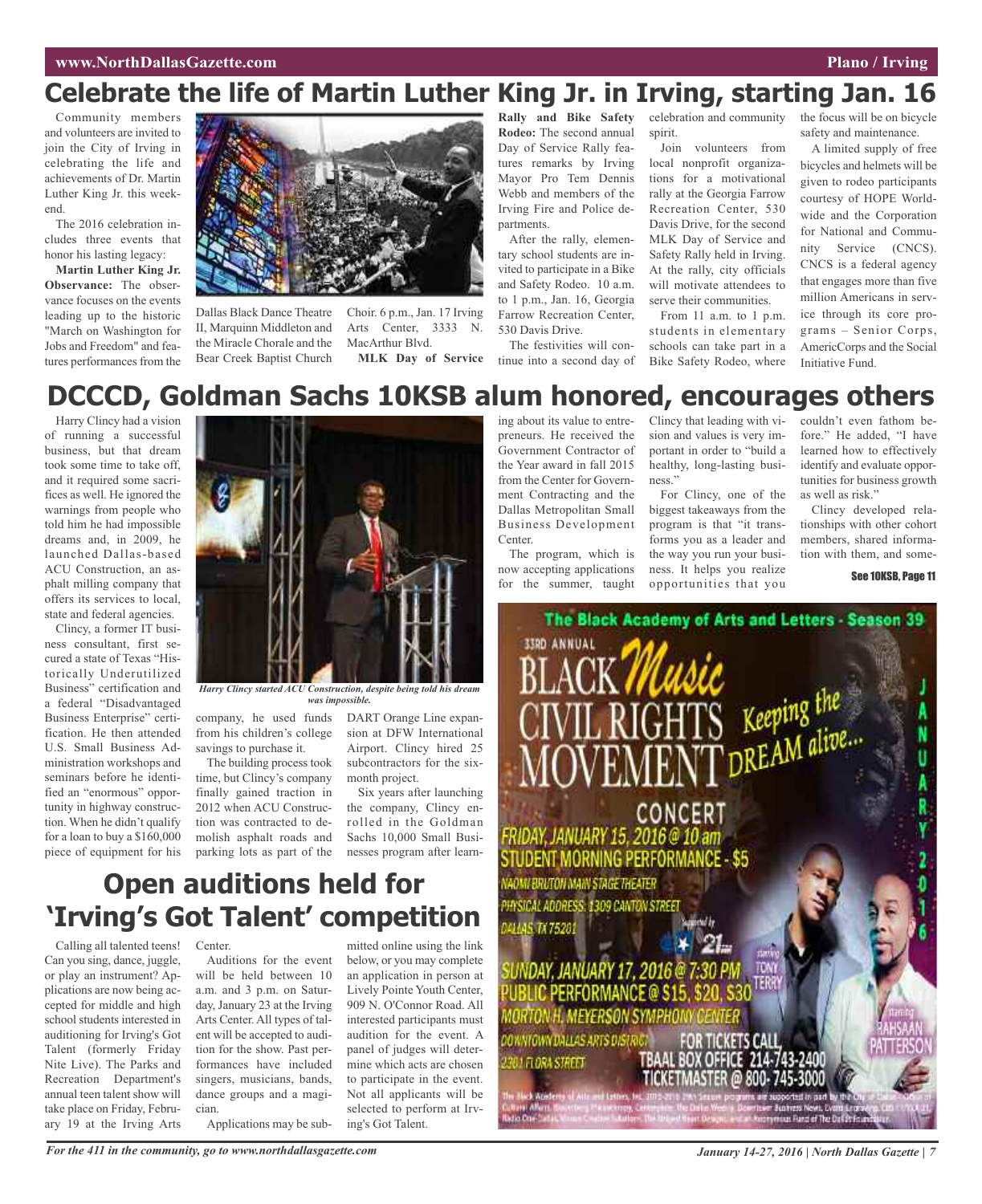# Celebrate the life of Martin Luther King Jr. in Irving, starting Jan. 16

Community members and volunteers are invited to join the City of Irving in celebrating the life and achievements of Dr. Martin Luther King Jr. this weekend.

The 2016 celebration includes three events that honor his lasting legacy:

**Martin Luther King Jr. Observance:** The observance focuses on the events leading up to the historic "March on Washington for Jobs and Freedom" and features performances from the Dallas Black Dance Theatre II, Marquinn Middleton and the Miracle Chorale and the Bear Creek Baptist Church Choir. 6 p.m., Jan. 17 Irving Arts Center, 3333 N. MacArthur Blvd.

**MLK Day of Service Rally and Bike Safety Rodeo:** The second annual Day of Service Rally features remarks by Irving Mayor Pro Tem Dennis Webb and members of the Irving Fire and Police departments.

After the rally, elementary school students are invited to participate in a Bike and Safety Rodeo. 10 a.m. to 1 p.m., Jan. 16, Georgia Farrow Recreation Center, 530 Davis Drive.

The festivities will continue into a second day of celebration and community spirit.

Join volunteers from local nonprofit organizations for a motivational rally at the Georgia Farrow Recreation Center, 530 Davis Drive, for the second MLK Day of Service and Safety Rally held in Irving. At the rally, city officials will motivate attendees to serve their communities.

From 11 a.m. to 1 p.m. students in elementary schools can take part in a Bike Safety Rodeo, where the focus will be on bicycle safety and maintenance.

A limited supply of free bicycles and helmets will be given to rodeo participants courtesy of HOPE Worldwide and the Corporation for National and Community Service (CNCS). CNCS is a federal agency that engages more than five million Americans in service through its core programs – Senior Corps, AmericCorps and the Social Initiative Fund.

# DCCCD, Goldman Sachs 10KSB alum honored, encourages others

Harry Clincy had a vision of running a successful business, but that dream took some time to take off, and it required some sacrifices as well. He ignored the warnings from people who told him he had impossible dreams and, in 2009, he launched Dallas-based ACU Construction, an asphalt milling company that offers its services to local, state and federal agencies.

Clincy, a former IT business consultant, first secured a state of Texas "Historically Underutilized Business" certification and a federal "Disadvantaged Business Enterprise" certification. He then attended U.S. Small Business Administration workshops and seminars before he identified an "enormous" opportunity in highway construction. When he didn't qualify for a loan to buy a $160,000 piece of equipment for his company, he used funds from his children's college savings to purchase it.

*Harry Clincy started ACU Construction, despite being told his dream was impossible.*

The building process took time, but Clincy's company finally gained traction in 2012 when ACU Construction was contracted to demolish asphalt roads and parking lots as part of the DART Orange Line expansion at DFW International Airport. Clincy hired 25 subcontractors for the six-month project.

Six years after launching the company, Clincy enrolled in the Goldman Sachs 10,000 Small Businesses program after learning about its value to entrepreneurs. He received the Government Contractor of the Year award in fall 2015 from the Center for Government Contracting and the Dallas Metropolitan Small Business Development Center.

The program, which is now accepting applications for the summer, taught Clincy that leading with vision and values is very important in order to "build a healthy, long-lasting business."

For Clincy, one of the biggest takeaways from the program is that "it transforms you as a leader and the way you run your business. It helps you realize opportunities that you couldn't even fathom before." He added, "I have learned how to effectively identify and evaluate opportunities for business growth as well as risk."

Clincy developed relationships with other cohort members, shared information with them, and some-

See 10KSB, Page 11

# Open auditions held for 'Irving's Got Talent' competition

Calling all talented teens! Can you sing, dance, juggle, or play an instrument? Applications are now being accepted for middle and high school students interested in auditioning for Irving's Got Talent (formerly Friday Nite Live). The Parks and Recreation Department's annual teen talent show will take place on Friday, February 19 at the Irving Arts Center.

Auditions for the event will be held between 10 a.m. and 3 p.m. on Saturday, January 23 at the Irving Arts Center. All types of talent will be accepted to audition for the show. Past performances have included singers, musicians, bands, dance groups and a magician.

Applications may be submitted online using the link below, or you may complete an application in person at Lively Pointe Youth Center, 909 N. O'Connor Road. All interested participants must audition for the event. A panel of judges will determine which acts are chosen to participate in the event. Not all applicants will be selected to perform at Irving's Got Talent.

**The Black Academy of Arts and Letters - Season 39**

33RD ANNUAL BLACK *Music* CIVIL RIGHTS MOVEMENT *Keeping the DREAM alive...* CONCERT

FRIDAY, JANUARY 15, 2016 @ 10 am
STUDENT MORNING PERFORMANCE - $5
NAOMI BRUTON MAIN STAGE THEATER
PHYSICAL ADDRESS: 1309 CANTON STREET
DALLAS, TX 75201

SUNDAY, JANUARY 17, 2016 @ 7:30 PM
PUBLIC PERFORMANCE @ $15, $20, $30
MORTON H. MEYERSON SYMPHONY CENTER
DOWNTOWN DALLAS ARTS DISTRICT
2301 FLORA STREET

starring TONY TERRY
starring RAHSAAN PATTERSON

FOR TICKETS CALL
TBAAL BOX OFFICE 214-743-2400
TICKETMASTER @ 800-745-3000

JANUARY 2016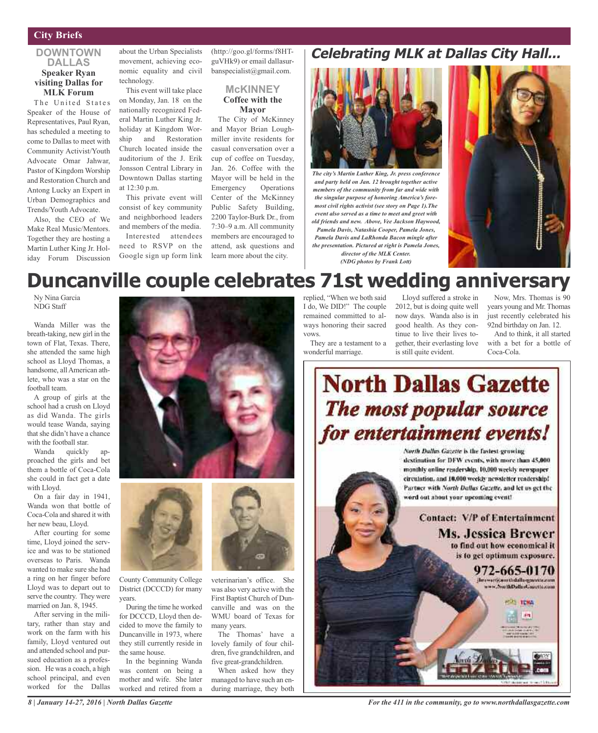## City Briefs

### DOWNTOWN DALLAS

#### Speaker Ryan visiting Dallas for MLK Forum

The United States Speaker of the House of Representatives, Paul Ryan, has scheduled a meeting to come to Dallas to meet with Community Activist/Youth Advocate Omar Jahwar, Pastor of Kingdom Worship and Restoration Church and Antong Lucky an Expert in Urban Demographics and Trends/Youth Advocate.

Also, the CEO of We Make Real Music/Mentors. Together they are hosting a Martin Luther King Jr. Holiday Forum Discussion about the Urban Specialists movement, achieving economic equality and civil technology.

This event will take place on Monday, Jan. 18 on the nationally recognized Federal Martin Luther King Jr. holiday at Kingdom Worship and Restoration Church located inside the auditorium of the J. Erik Jonsson Central Library in Downtown Dallas starting at 12:30 p.m.

This private event will consist of key community and neighborhood leaders and members of the media.

Interested attendees need to RSVP on the Google sign up form link (http://goo.gl/forms/f8HTguVHk9) or email dallasurbanspecialist@gmail.com.

### McKINNEY

#### Coffee with the Mayor

The City of McKinney and Mayor Brian Loughmiller invite residents for casual conversation over a cup of coffee on Tuesday, Jan. 26. Coffee with the Mayor will be held in the Emergency Operations Center of the McKinney Public Safety Building, 2200 Taylor-Burk Dr., from 7:30–9 a.m. All community members are encouraged to attend, ask questions and learn more about the city.

## Celebrating MLK at Dallas City Hall...

*The city's Martin Luther King, Jr. press conference and party held on Jan. 12 brought together active members of the community from far and wide with the singular purpose of honoring America's foremost civil rights activist (see story on Page 1).The event also served as a time to meet and greet with old friends and new. Above, Vee Jackson Haywood, Pamela Davis, Natashia Cooper, Pamela Jones, Pamela Davis and LaRhonda Bacon mingle after the presentation. Pictured at right is Pamela Jones, director of the MLK Center. (NDG photos by Frank Lott)*

# Duncanville couple celebrates 71st wedding anniversary

Ny Nina Garcia
NDG Staff

Wanda Miller was the breath-taking, new girl in the town of Flat, Texas. There, she attended the same high school as Lloyd Thomas, a handsome, all American athlete, who was a star on the football team.

A group of girls at the school had a crush on Lloyd as did Wanda. The girls would tease Wanda, saying that she didn't have a chance with the football star.

Wanda quickly approached the girls and bet them a bottle of Coca-Cola she could in fact get a date with Lloyd.

On a fair day in 1941, Wanda won that bottle of Coca-Cola and shared it with her new beau, Lloyd.

After courting for some time, Lloyd joined the service and was to be stationed overseas to Paris. Wanda wanted to make sure she had a ring on her finger before Lloyd was to depart out to serve the country. They were married on Jan. 8, 1945.

After serving in the military, rather than stay and work on the farm with his family, Lloyd ventured out and attended school and pursued education as a profession. He was a coach, a high school principal, and even worked for the Dallas County Community College District (DCCCD) for many years.

During the time he worked for DCCCD, Lloyd then decided to move the family to Duncanville in 1973, where they still currently reside in the same house.

In the beginning Wanda was content on being a mother and wife. She later worked and retired from a veterinarian's office. She was also very active with the First Baptist Church of Duncanville and was on the WMU board of Texas for many years.

The Thomas' have a lovely family of four children, five grandchildren, and five great-grandchildren.

When asked how they managed to have such an enduring marriage, they both replied, "When we both said I do, We DID!" The couple remained committed to always honoring their sacred vows.

They are a testament to a wonderful marriage.

Lloyd suffered a stroke in 2012, but is doing quite well now days. Wanda also is in good health. As they continue to live their lives together, their everlasting love is still quite evident.

Now, Mrs. Thomas is 90 years young and Mr. Thomas just recently celebrated his 92nd birthday on Jan. 12.

And to think, it all started with a bet for a bottle of Coca-Cola.

---

# North Dallas Gazette
## *The most popular source for entertainment events!*

*North Dallas Gazette* is the fastest-growing destination for DFW events, with more than 45,000 monthly online readership, 10,000 weekly newspaper circulation, and 10,000 weekly newsletter readership! Partner with *North Dallas Gazette*, and let us get the word out about your upcoming event!

**Contact: V/P of Entertainment**
**Ms. Jessica Brewer**
to find out how economical it is to get optimum exposure.

**972-665-0170**
jbrewer@northdallasgazette.com
www.NorthDallasGazette.com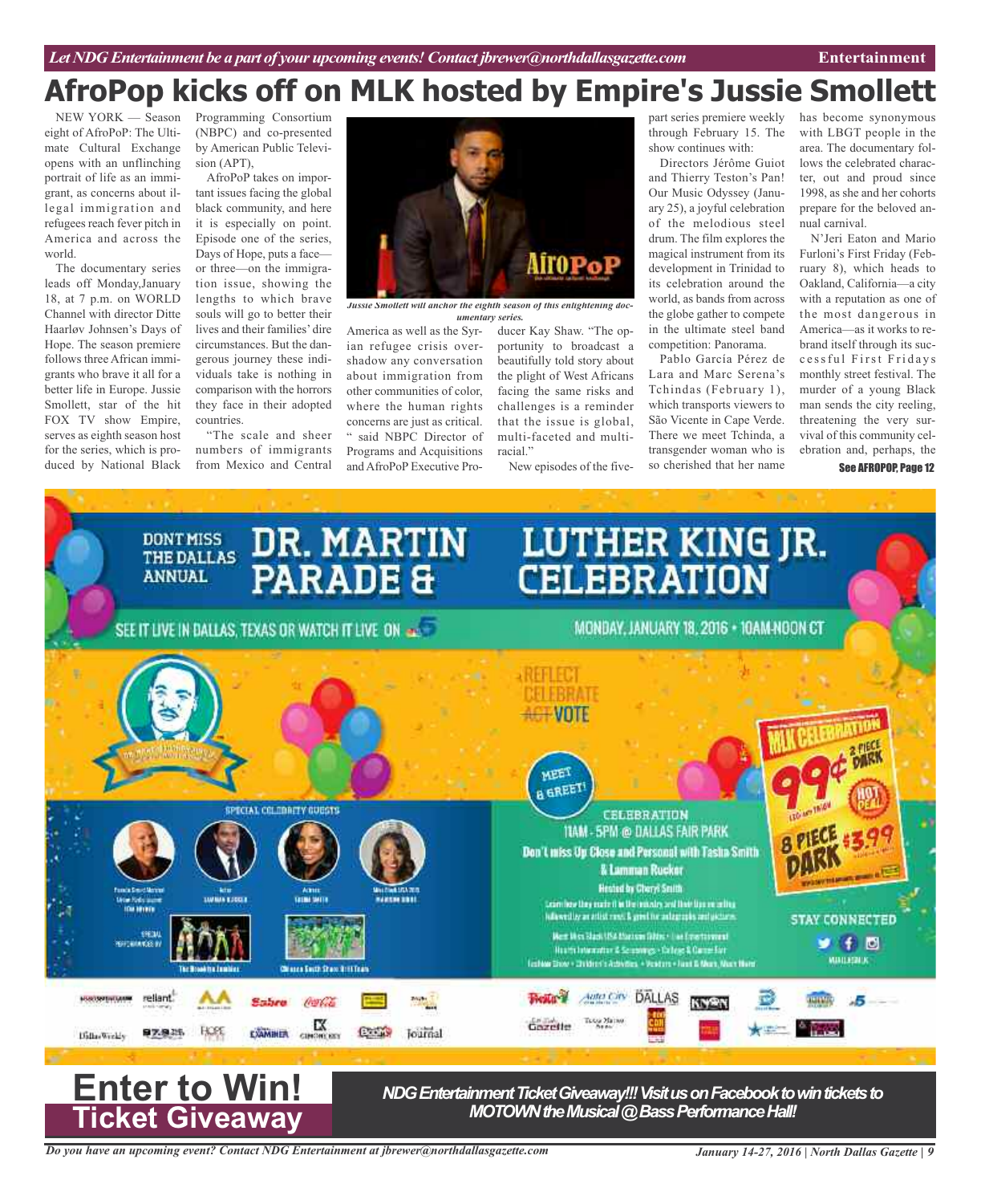# AfroPop kicks off on MLK hosted by Empire's Jussie Smollett

NEW YORK — Season eight of AfroPoP: The Ultimate Cultural Exchange opens with an unflinching portrait of life as an immigrant, as concerns about illegal immigration and refugees reach fever pitch in America and across the world.

The documentary series leads off Monday,January 18, at 7 p.m. on WORLD Channel with director Ditte Haarløv Johnsen's Days of Hope. The season premiere follows three African immigrants who brave it all for a better life in Europe. Jussie Smollett, star of the hit FOX TV show Empire, serves as eighth season host for the series, which is produced by National Black Programming Consortium (NBPC) and co-presented by American Public Television (APT),

AfroPoP takes on important issues facing the global black community, and here it is especially on point. Episode one of the series, Days of Hope, puts a face—or three—on the immigration issue, showing the lengths to which brave souls will go to better their lives and their families' dire circumstances. But the dangerous journey these individuals take is nothing in comparison with the horrors they face in their adopted countries.

"The scale and sheer numbers of immigrants from Mexico and Central America as well as the Syrian refugee crisis overshadow any conversation about immigration from other communities of color, where the human rights concerns are just as critical. " said NBPC Director of Programs and Acquisitions and AfroPoP Executive Producer Kay Shaw. "The opportunity to broadcast a beautifully told story about the plight of West Africans facing the same risks and challenges is a reminder that the issue is global, multi-faceted and multi-racial."

*Jussie Smollett will anchor the eighth season of this enlightening documentary series.*

New episodes of the five-part series premiere weekly through February 15. The show continues with:

Directors Jérôme Guiot and Thierry Teston's Pan! Our Music Odyssey (January 25), a joyful celebration of the melodious steel drum. The film explores the magical instrument from its development in Trinidad to its celebration around the world, as bands from across the globe gather to compete in the ultimate steel band competition: Panorama.

Pablo García Pérez de Lara and Marc Serena's Tchindas (February 1), which transports viewers to São Vicente in Cape Verde. There we meet Tchinda, a transgender woman who is so cherished that her name has become synonymous with LBGT people in the area. The documentary follows the celebrated character, out and proud since 1998, as she and her cohorts prepare for the beloved annual carnival.

N'Jeri Eaton and Mario Furloni's First Friday (February 8), which heads to Oakland, California—a city with a reputation as one of the most dangerous in America—as it works to rebrand itself through its successful First Fridays monthly street festival. The murder of a young Black man sends the city reeling, threatening the very survival of this community celebration and, perhaps, the

See AFROPOP, Page 12

DONT MISS THE DALLAS ANNUAL DR. MARTIN LUTHER KING JR. PARADE & CELEBRATION

SEE IT LIVE IN DALLAS, TEXAS OR WATCH IT LIVE ON 5

MONDAY, JANUARY 18, 2016 • 10AM-NOON CT

REFLECT CELEBRATE ~~ACT~~ VOTE

MEET & GREET!

CELEBRATION 11AM - 5PM @ DALLAS FAIR PARK

Don't miss Up Close and Personal with Tasha Smith & Lamman Rucker

Hosted by Cheryl Smith

SPECIAL CELEBRITY GUESTS

STAY CONNECTED

# Enter to Win! Ticket Giveaway

**NDG Entertainment Ticket Giveaway!!! Visit us on Facebook to win tickets to MOTOWN the Musical @ Bass Performance Hall!**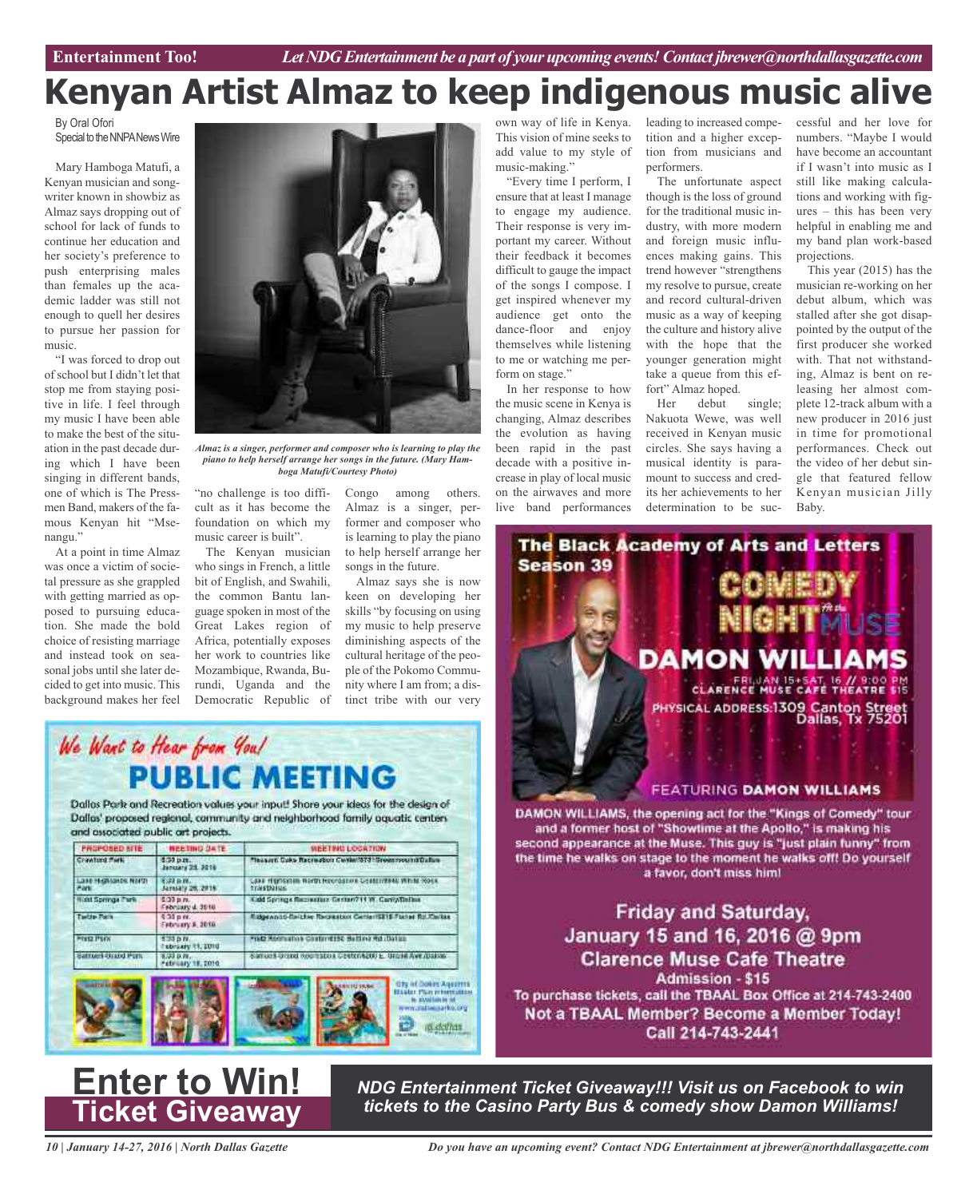# Kenyan Artist Almaz to keep indigenous music alive

By Oral Ofori
Special to the NNPA News Wire

Mary Hamboga Matufi, a Kenyan musician and songwriter known in showbiz as Almaz says dropping out of school for lack of funds to continue her education and her society's preference to push enterprising males than females up the academic ladder was still not enough to quell her desires to pursue her passion for music.

"I was forced to drop out of school but I didn't let that stop me from staying positive in life. I feel through my music I have been able to make the best of the situation in the past decade during which I have been singing in different bands, one of which is The Pressmen Band, makers of the famous Kenyan hit "Msenangu."

At a point in time Almaz was once a victim of societal pressure as she grappled with getting married as opposed to pursuing education. She made the bold choice of resisting marriage and instead took on seasonal jobs until she later decided to get into music. This background makes her feel "no challenge is too difficult as it has become the foundation on which my music career is built".

*Almaz is a singer, performer and composer who is learning to play the piano to help herself arrange her songs in the future. (Mary Hamboga Matufi/Courtesy Photo)*

The Kenyan musician who sings in French, a little bit of English, and Swahili, the common Bantu language spoken in most of the Great Lakes region of Africa, potentially exposes her work to countries like Mozambique, Rwanda, Burundi, Uganda and the Democratic Republic of Congo among others. Almaz is a singer, performer and composer who is learning to play the piano to help herself arrange her songs in the future.

Almaz says she is now keen on developing her skills "by focusing on using my music to help preserve diminishing aspects of the cultural heritage of the people of the Pokomo Community where I am from; a distinct tribe with our very own way of life in Kenya. This vision of mine seeks to add value to my style of music-making."

"Every time I perform, I ensure that at least I manage to engage my audience. Their response is very important my career. Without their feedback it becomes difficult to gauge the impact of the songs I compose. I get inspired whenever my audience get onto the dance-floor and enjoy themselves while listening to me or watching me perform on stage."

In her response to how the music scene in Kenya is changing, Almaz describes the evolution as having been rapid in the past decade with a positive increase in play of local music on the airwaves and more live band performances leading to increased competition and a higher exception from musicians and performers.

The unfortunate aspect though is the loss of ground for the traditional music industry, with more modern and foreign music influences making gains. This trend however "strengthens my resolve to pursue, create and record cultural-driven music as a way of keeping the culture and history alive with the hope that the younger generation might take a queue from this effort" Almaz hoped.

Her debut single; Nakuota Wewe, was well received in Kenyan music circles. She says having a musical identity is paramount to success and credits her achievements to her determination to be successful and her love for numbers. "Maybe I would have become an accountant if I wasn't into music as I still like making calculations and working with figures – this has been very helpful in enabling me and my band plan work-based projections.

This year (2015) has the musician re-working on her debut album, which was stalled after she got disappointed by the output of the first producer she worked with. That not withstanding, Almaz is bent on releasing her almost complete 12-track album with a new producer in 2016 just in time for promotional performances. Check out the video of her debut single that featured fellow Kenyan musician Jilly Baby.

---

## We Want to Hear from You!

## PUBLIC MEETING

Dallas Park and Recreation values your input! Share your ideas for the design of Dallas' proposed regional, community and neighborhood family aquatic centers and associated public art projects.

| PROPOSED SITE | MEETING DATE | MEETING LOCATION |
|---|---|---|
| Crawford Park | 6:30 p.m. January 25, 2016 | Pleasant Oaks Recreation Center/8701 Greenmound/Dallas |
| Lake Highlands North Park | 6:30 p.m. January 28, 2016 | Lake Highlands North Recreation Center/9940 White Rock Trail/Dallas |
| Kidd Springs Park | 6:30 p.m. February 4, 2016 | Kidd Springs Recreation Center/711 W. Canty/Dallas |
| Tietze Park | 6:30 p.m. February 8, 2016 | Ridgewood-Belcher Recreation Center/6818 Fisher Rd./Dallas |
| Fretz Park | 6:30 p.m. February 11, 2016 | Fretz Recreation Center/6950 Belt Line Rd./Dallas |
| Samuell-Grand Park | 6:30 p.m. February 18, 2016 | Samuell-Grand Recreation Center/6200 E. Grand Ave./Dallas |

City of Dallas Aquatics Master Plan information is available at www.dallasparks.org

---

## The Black Academy of Arts and Letters Season 39

## COMEDY NIGHT at the MUSE

## DAMON WILLIAMS

FRI JAN 15 + SAT 16 // 9:00 PM
CLARENCE MUSE CAFÉ THEATRE $15

PHYSICAL ADDRESS: 1309 Canton Street Dallas, Tx 75201

FEATURING DAMON WILLIAMS

DAMON WILLIAMS, the opening act for the "Kings of Comedy" tour and a former host of "Showtime at the Apollo," is making his second appearance at the Muse. This guy is "just plain funny" from the time he walks on stage to the moment he walks off! Do yourself a favor, don't miss him!

**Friday and Saturday, January 15 and 16, 2016 @ 9pm**
**Clarence Muse Cafe Theatre**
**Admission - $15**

To purchase tickets, call the TBAAL Box Office at 214-743-2400
Not a TBAAL Member? Become a Member Today!
Call 214-743-2441

---

# Enter to Win! Ticket Giveaway

***NDG Entertainment Ticket Giveaway!!! Visit us on Facebook to win tickets to the Casino Party Bus & comedy show Damon Williams!***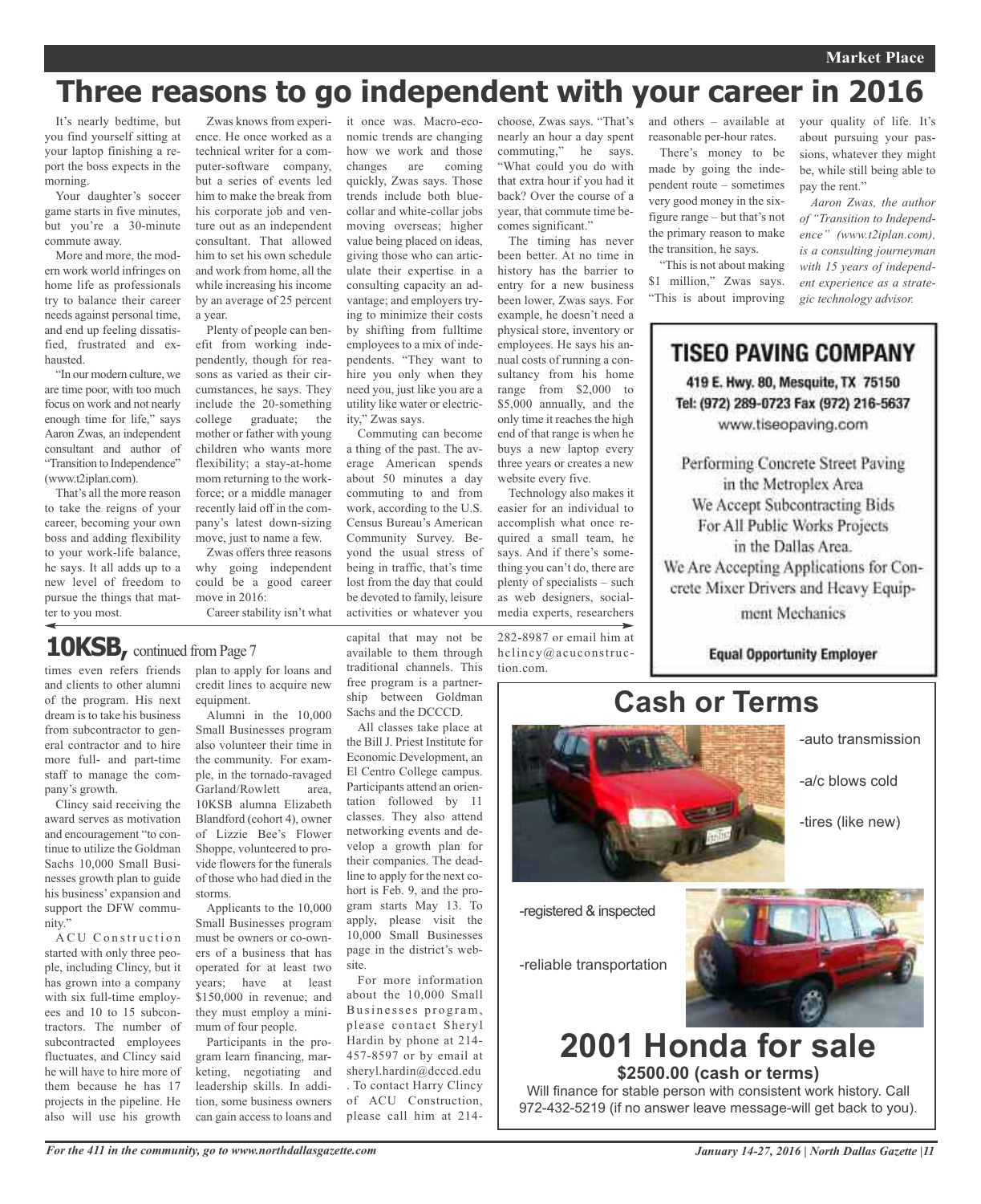Market Place

# Three reasons to go independent with your career in 2016

It's nearly bedtime, but you find yourself sitting at your laptop finishing a report the boss expects in the morning.

Your daughter's soccer game starts in five minutes, but you're a 30-minute commute away.

More and more, the modern work world infringes on home life as professionals try to balance their career needs against personal time, and end up feeling dissatisfied, frustrated and exhausted.

"In our modern culture, we are time poor, with too much focus on work and not nearly enough time for life," says Aaron Zwas, an independent consultant and author of "Transition to Independence" (www.t2iplan.com).

That's all the more reason to take the reigns of your career, becoming your own boss and adding flexibility to your work-life balance, he says. It all adds up to a new level of freedom to pursue the things that matter to you most.

Zwas knows from experience. He once worked as a technical writer for a computer-software company, but a series of events led him to make the break from his corporate job and venture out as an independent consultant. That allowed him to set his own schedule and work from home, all the while increasing his income by an average of 25 percent a year.

Plenty of people can benefit from working independently, though for reasons as varied as their circumstances, he says. They include the 20-something college graduate; the mother or father with young children who wants more flexibility; a stay-at-home mom returning to the workforce; or a middle manager recently laid off in the company's latest down-sizing move, just to name a few.

Zwas offers three reasons why going independent could be a good career move in 2016:

Career stability isn't what it once was. Macro-economic trends are changing how we work and those changes are coming quickly, Zwas says. Those trends include both blue-collar and white-collar jobs moving overseas; higher value being placed on ideas, giving those who can articulate their expertise in a consulting capacity an advantage; and employers trying to minimize their costs by shifting from fulltime employees to a mix of independents. "They want to hire you only when they need you, just like you are a utility like water or electricity," Zwas says.

Commuting can become a thing of the past. The average American spends about 50 minutes a day commuting to and from work, according to the U.S. Census Bureau's American Community Survey. Beyond the usual stress of being in traffic, that's time lost from the day that could be devoted to family, leisure activities or whatever you choose, Zwas says. "That's nearly an hour a day spent commuting," he says. "What could you do with that extra hour if you had it back? Over the course of a year, that commute time becomes significant."

The timing has never been better. At no time in history has the barrier to entry for a new business been lower, Zwas says. For example, he doesn't need a physical store, inventory or employees. He says his annual costs of running a consultancy from his home range from $2,000 to $5,000 annually, and the only time it reaches the high end of that range is when he buys a new laptop every three years or creates a new website every five.

Technology also makes it easier for an individual to accomplish what once required a small team, he says. And if there's something you can't do, there are plenty of specialists – such as web designers, social-media experts, researchers and others – available at reasonable per-hour rates.

There's money to be made by going the independent route – sometimes very good money in the six-figure range – but that's not the primary reason to make the transition, he says.

"This is not about making $1 million," Zwas says. "This is about improving your quality of life. It's about pursuing your passions, whatever they might be, while still being able to pay the rent."

*Aaron Zwas, the author of "Transition to Independence" (www.t2iplan.com), is a consulting journeyman with 15 years of independent experience as a strategic technology advisor.*

## 10KSB, continued from Page 7

times even refers friends and clients to other alumni of the program. His next dream is to take his business from subcontractor to general contractor and to hire more full- and part-time staff to manage the company's growth.

Clincy said receiving the award serves as motivation and encouragement "to continue to utilize the Goldman Sachs 10,000 Small Businesses growth plan to guide his business' expansion and support the DFW community."

ACU Construction started with only three people, including Clincy, but it has grown into a company with six full-time employees and 10 to 15 subcontractors. The number of subcontracted employees fluctuates, and Clincy said he will have to hire more of them because he has 17 projects in the pipeline. He also will use his growth plan to apply for loans and credit lines to acquire new equipment.

Alumni in the 10,000 Small Businesses program also volunteer their time in the community. For example, in the tornado-ravaged Garland/Rowlett area, 10KSB alumna Elizabeth Blandford (cohort 4), owner of Lizzie Bee's Flower Shoppe, volunteered to provide flowers for the funerals of those who had died in the storms.

Applicants to the 10,000 Small Businesses program must be owners or co-owners of a business that has operated for at least two years; have at least $150,000 in revenue; and they must employ a minimum of four people.

Participants in the program learn financing, marketing, negotiating and leadership skills. In addition, some business owners can gain access to loans and capital that may not be available to them through traditional channels. This free program is a partnership between Goldman Sachs and the DCCCD.

All classes take place at the Bill J. Priest Institute for Economic Development, an El Centro College campus. Participants attend an orientation followed by 11 classes. They also attend networking events and develop a growth plan for their companies. The deadline to apply for the next cohort is Feb. 9, and the program starts May 13. To apply, please visit the 10,000 Small Businesses page in the district's website.

For more information about the 10,000 Small Businesses program, please contact Sheryl Hardin by phone at 214-457-8597 or by email at sheryl.hardin@dcccd.edu. To contact Harry Clincy of ACU Construction, please call him at 214-282-8987 or email him at hclincy@acuconstruction.com.

---

**TISEO PAVING COMPANY**

419 E. Hwy. 80, Mesquite, TX 75150
Tel: (972) 289-0723 Fax (972) 216-5637
www.tiseopaving.com

Performing Concrete Street Paving in the Metroplex Area
We Accept Subcontracting Bids For All Public Works Projects in the Dallas Area.
We Are Accepting Applications for Concrete Mixer Drivers and Heavy Equipment Mechanics

**Equal Opportunity Employer**

---

## Cash or Terms

-auto transmission

-a/c blows cold

-tires (like new)

-registered & inspected

-reliable transportation

## 2001 Honda for sale

**$2500.00 (cash or terms)**

Will finance for stable person with consistent work history. Call 972-432-5219 (if no answer leave message-will get back to you).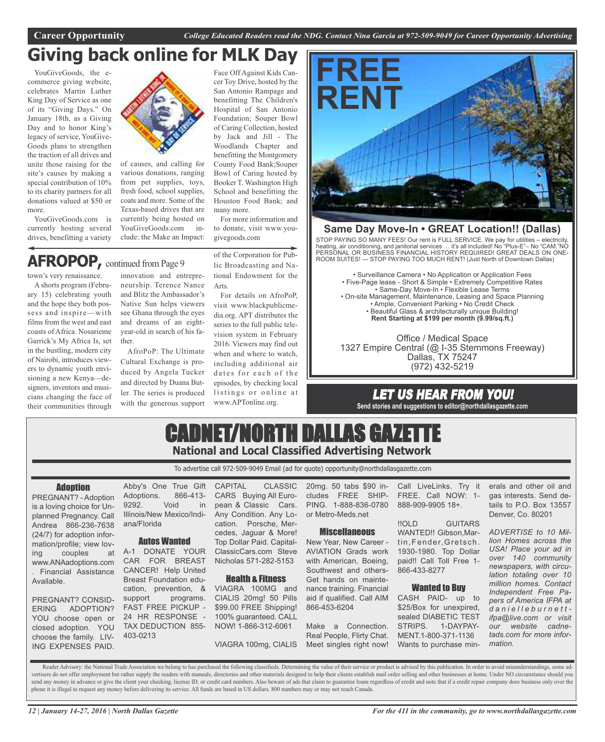Career Opportunity — *College Educated Readers read the NDG. Contact Nina Garcia at 972-509-9049 for Career Opportunity Advertising*

# Giving back online for MLK Day

YouGiveGoods, the e-commerce giving website, celebrates Martin Luther King Day of Service as one of its "Giving Days." On January 18th, as a Giving Day and to honor King's legacy of service, YouGiveGoods plans to strengthen the traction of all drives and unite those raising for the site's causes by making a special contribution of 10% to its charity partners for all donations valued at $50 or more.

YouGiveGoods.com is currently hosting several drives, benefitting a variety of causes, and calling for various donations, ranging from pet supplies, toys, fresh food, school supplies, coats and more. Some of the Texas-based drives that are currently being hosted on YouGiveGoods.com include: the Make an Impact: Face Off Against Kids Cancer Toy Drive, hosted by the San Antonio Rampage and benefitting The Children's Hospital of San Antonio Foundation; Souper Bowl of Caring Collection, hosted by Jack and Jill - The Woodlands Chapter and benefitting the Montgomery County Food Bank;Souper Bowl of Caring hosted by Booker T. Washington High School and benefitting the Houston Food Bank; and many more.

For more information and to donate, visit www.yougivegoods.com

## AFROPOP, continued from Page 9

town's very renaissance.

A shorts program (February 15) celebrating youth and the hope they both possess and inspire—with films from the west and east coasts of Africa. Nosarieme Garrick's My Africa Is, set in the bustling, modern city of Nairobi, introduces viewers to dynamic youth envisioning a new Kenya—designers, inventors and musicians changing the face of their communities through innovation and entrepreneurship. Terence Nance and Blitz the Ambassador's Native Sun helps viewers see Ghana through the eyes and dreams of an eight-year-old in search of his father.

AfroPoP: The Ultimate Cultural Exchange is produced by Angela Tucker and directed by Duana Butler. The series is produced with the generous support of the Corporation for Public Broadcasting and National Endowment for the Arts.

For details on AfroPoP, visit www.blackpublicmedia.org. APT distributes the series to the full public television system in February 2016. Viewers may find out when and where to watch, including additional air dates for each of the episodes, by checking local listings or online at www.APTonline.org.

# FREE RENT

**Same Day Move-In • GREAT Location!! (Dallas)**

STOP PAYING SO MANY FEES! Our rent is FULL SERVICE. We pay for utilities – electricity, heating, air conditioning, and janitorial services … it's all included! No "Plus-E"– No "CAM."NO PERSONAL OR BUSINESS FINANCIAL HISTORY REQUIRED! GREAT DEALS ON ONE-ROOM SUITES! --- STOP PAYING TOO MUCH RENT! (Just North of Downtown Dallas)

- Surveillance Camera • No Application or Application Fees
- Five-Page lease - Short & Simple • Extremely Competitive Rates
- Same-Day Move-In • Flexible Lease Terms
- On-site Management, Maintenance, Leasing and Space Planning
- Ample, Convenient Parking • No Credit Check
- Beautiful Glass & architecturally unique Building!

**Rent Starting at $199 per month (9.99/sq.ft.)**

Office / Medical Space
1327 Empire Central (@ I-35 Stemmons Freeway)
Dallas, TX 75247
(972) 432-5219

## LET US HEAR FROM YOU!

**Send stories and suggestions to editor@northdallasgazette.com**

# CADNET/NORTH DALLAS GAZETTE

**National and Local Classified Advertising Network**

To advertise call 972-509-9049 Email (ad for quote) opportunity@northdallasgazette.com

### Adoption

PREGNANT? - Adoption is a loving choice for Unplanned Pregnancy. Call Andrea 866-236-7638 (24/7) for adoption information/profile; view loving couples at www.ANAadoptions.com . Financial Assistance Available.

PREGNANT? CONSIDERING ADOPTION? YOU choose open or closed adoption. YOU choose the family. LIVING EXPENSES PAID. Abby's One True Gift Adoptions. 866-413-9292. Void in Illinois/New Mexico/Indiana/Florida

### Autos Wanted

A-1 DONATE YOUR CAR FOR BREAST CANCER! Help United Breast Foundation education, prevention, & support programs. FAST FREE PICKUP - 24 HR RESPONSE - TAX DEDUCTION 855-403-0213

CAPITAL CLASSIC CARS Buying All European & Classic Cars. Any Condition. Any Location. Porsche, Mercedes, Jaguar & More! Top Dollar Paid. CapitalClassicCars.com Steve Nicholas 571-282-5153

### Health & Fitness

VIAGRA 100MG and CIALIS 20mg! 50 Pills $99.00 FREE Shipping! 100% guaranteed. CALL NOW! 1-866-312-6061

VIAGRA 100mg, CIALIS 20mg. 50 tabs $90 includes FREE SHIPPING. 1-888-836-0780 or Metro-Meds.net

### Miscellaneous

New Year, New Career - AVIATION Grads work with American, Boeing, Southwest and others- Get hands on maintenance training. Financial aid if qualified. Call AIM 866-453-6204

Make a Connection. Real People, Flirty Chat. Meet singles right now! Call LiveLinks. Try it FREE. Call NOW: 1-888-909-9905 18+.

!!OLD GUITARS WANTED!! Gibson,Martin,Fender,Gretsch. 1930-1980. Top Dollar paid!! Call Toll Free 1-866-433-8277

### Wanted to Buy

CASH PAID- up to $25/Box for unexpired, sealed DIABETIC TEST STRIPS. 1-DAYPAYMENT.1-800-371-1136 Wants to purchase minerals and other oil and gas interests. Send details to P.O. Box 13557 Denver, Co. 80201

*ADVERTISE to 10 Million Homes across the USA! Place your ad in over 140 community newspapers, with circulation totaling over 10 million homes. Contact Independent Free Papers of America IFPA at danielleburnett-ifpa@live.com or visit our website cadnetads.com for more information.*

Reader Advisory: the National Trade Association we belong to has purchased the following classifieds. Determining the value of their service or product is advised by this publication. In order to avoid misunderstandings, some advertisers do not offer employment but rather supply the readers with manuals, directories and other materials designed to help their clients establish mail order selling and other businesses at home. Under NO circumstance should you send any money in advance or give the client your checking, license ID, or credit card numbers. Also beware of ads that claim to guarantee loans regardless of credit and note that if a credit repair company does business only over the phone it is illegal to request any money before delivering its service. All funds are based in US dollars. 800 numbers may or may not reach Canada.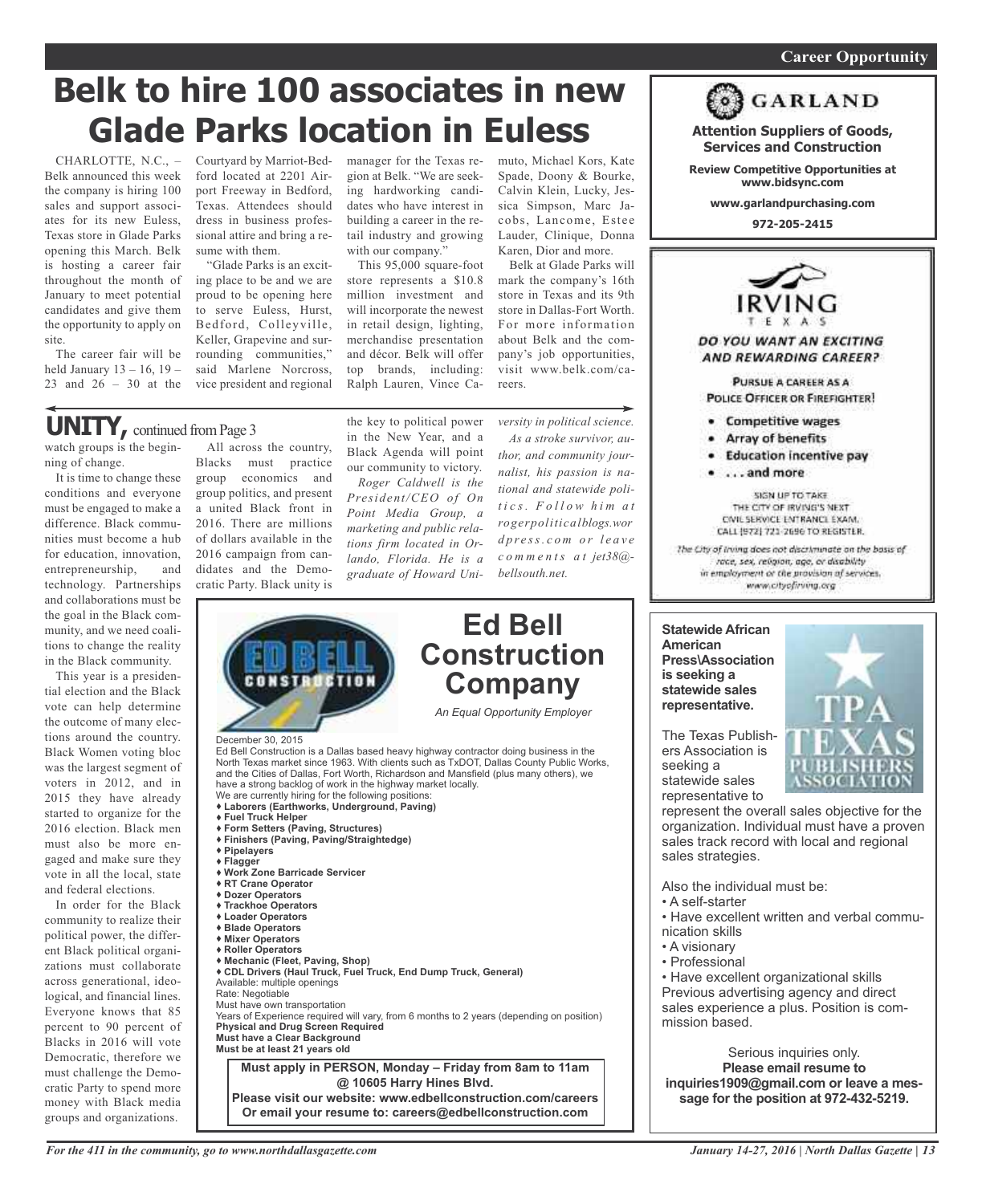# Belk to hire 100 associates in new Glade Parks location in Euless

CHARLOTTE, N.C., – Belk announced this week the company is hiring 100 sales and support associates for its new Euless, Texas store in Glade Parks opening this March. Belk is hosting a career fair throughout the month of January to meet potential candidates and give them the opportunity to apply on site.

The career fair will be held January 13 – 16, 19 – 23 and 26 – 30 at the Courtyard by Marriot-Bedford located at 2201 Airport Freeway in Bedford, Texas. Attendees should dress in business professional attire and bring a resume with them.

"Glade Parks is an exciting place to be and we are proud to be opening here to serve Euless, Hurst, Bedford, Colleyville, Keller, Grapevine and surrounding communities," said Marlene Norcross, vice president and regional manager for the Texas region at Belk. "We are seeking hardworking candidates who have interest in building a career in the retail industry and growing with our company."

This 95,000 square-foot store represents a $10.8 million investment and will incorporate the newest in retail design, lighting, merchandise presentation and décor. Belk will offer top brands, including: Ralph Lauren, Vince Camuto, Michael Kors, Kate Spade, Doony & Bourke, Calvin Klein, Lucky, Jessica Simpson, Marc Jacobs, Lancome, Estee Lauder, Clinique, Donna Karen, Dior and more.

Belk at Glade Parks will mark the company's 16th store in Texas and its 9th store in Dallas-Fort Worth. For more information about Belk and the company's job opportunities, visit www.belk.com/careers.

## UNITY, continued from Page 3

watch groups is the beginning of change.

It is time to change these conditions and everyone must be engaged to make a difference. Black communities must become a hub for education, innovation, entrepreneurship, and technology. Partnerships and collaborations must be the goal in the Black community, and we need coalitions to change the reality in the Black community.

This year is a presidential election and the Black vote can help determine the outcome of many elections around the country. Black Women voting bloc was the largest segment of voters in 2012, and in 2015 they have already started to organize for the 2016 election. Black men must also be more engaged and make sure they vote in all the local, state and federal elections.

In order for the Black community to realize their political power, the different Black political organizations must collaborate across generational, ideological, and financial lines. Everyone knows that 85 percent to 90 percent of Blacks in 2016 will vote Democratic, therefore we must challenge the Democratic Party to spend more money with Black media groups and organizations.

All across the country, Blacks must practice group economics and group politics, and present a united Black front in 2016. There are millions of dollars available in the 2016 campaign from candidates and the Democratic Party. Black unity is the key to political power in the New Year, and a Black Agenda will point our community to victory.

*Roger Caldwell is the President/CEO of On Point Media Group, a marketing and public relations firm located in Orlando, Florida. He is a graduate of Howard University in political science.*

*As a stroke survivor, author, and community journalist, his passion is national and statewide politics. Follow him at rogerpoliticalblogs.wordpress.com or leave comments at jet38@bellsouth.net.*

---

## Ed Bell Construction Company

*An Equal Opportunity Employer*

December 30, 2015

Ed Bell Construction is a Dallas based heavy highway contractor doing business in the North Texas market since 1963. With clients such as TxDOT, Dallas County Public Works, and the Cities of Dallas, Fort Worth, Richardson and Mansfield (plus many others), we have a strong backlog of work in the highway market locally.

We are currently hiring for the following positions:

- **Laborers (Earthworks, Underground, Paving)**
- **Fuel Truck Helper**
- **Form Setters (Paving, Structures)**
- **Finishers (Paving, Paving/Straightedge)**
- **Pipelayers**
- **Flagger**
- **Work Zone Barricade Servicer**
- **RT Crane Operator**
- **Dozer Operators**
- **Trackhoe Operators**
- **Loader Operators**
- **Blade Operators**
- **Mixer Operators**
- **Roller Operators**
- **Mechanic (Fleet, Paving, Shop)**
- **CDL Drivers (Haul Truck, Fuel Truck, End Dump Truck, General)**

Available: multiple openings
Rate: Negotiable
Must have own transportation
Years of Experience required will vary, from 6 months to 2 years (depending on position)
**Physical and Drug Screen Required**
**Must have a Clear Background**
**Must be at least 21 years old**

**Must apply in PERSON, Monday – Friday from 8am to 11am @ 10605 Harry Hines Blvd.**
**Please visit our website: www.edbellconstruction.com/careers**
**Or email your resume to: careers@edbellconstruction.com**

---

## Career Opportunity

### GARLAND

**Attention Suppliers of Goods, Services and Construction**

**Review Competitive Opportunities at www.bidsync.com**

**www.garlandpurchasing.com**

**972-205-2415**

---

### IRVING TEXAS

***DO YOU WANT AN EXCITING AND REWARDING CAREER?***

**PURSUE A CAREER AS A POLICE OFFICER OR FIREFIGHTER!**

- **Competitive wages**
- **Array of benefits**
- **Education incentive pay**
- **. . . and more**

SIGN UP TO TAKE THE CITY OF IRVING'S NEXT CIVIL SERVICE ENTRANCE EXAM. CALL (972) 721-2696 TO REGISTER.

*The City of Irving does not discriminate on the basis of race, sex, religion, age, or disability in employment or the provision of services. www.cityofirving.org*

---

**Statewide African American Press\Association is seeking a statewide sales representative.**

TPA TEXAS PUBLISHERS ASSOCIATION

The Texas Publishers Association is seeking a statewide sales representative to represent the overall sales objective for the organization. Individual must have a proven sales track record with local and regional sales strategies.

Also the individual must be:

- A self-starter
- Have excellent written and verbal communication skills
- A visionary
- Professional
- Have excellent organizational skills

Previous advertising agency and direct sales experience a plus. Position is commission based.

Serious inquiries only.
**Please email resume to inquiries1909@gmail.com or leave a message for the position at 972-432-5219.**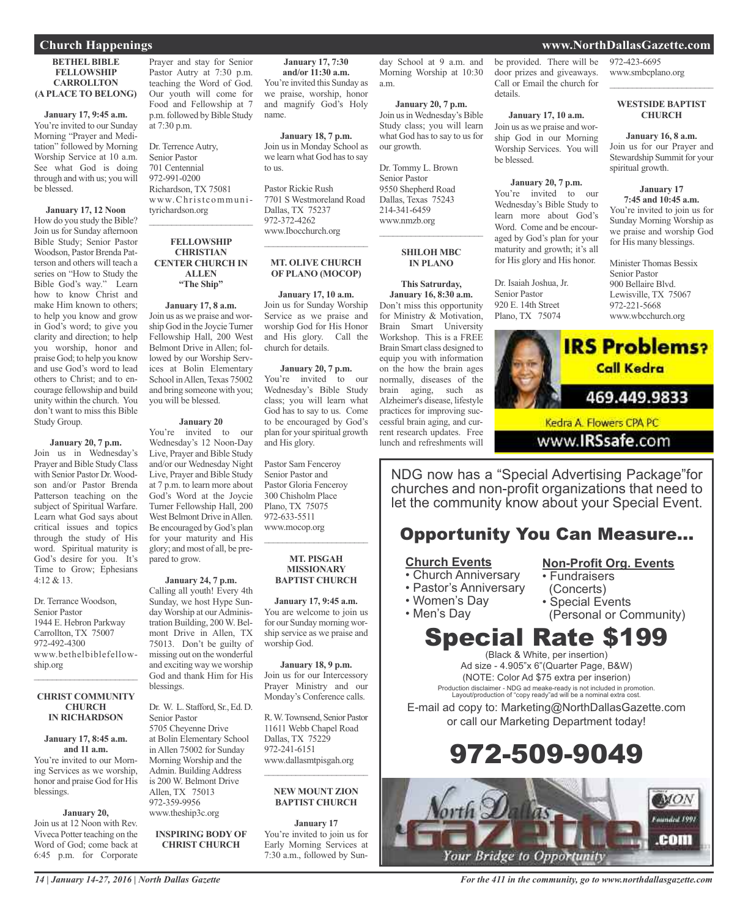## Church Happenings

### BETHEL BIBLE FELLOWSHIP CARROLLTON (A PLACE TO BELONG)

**January 17, 9:45 a.m.**
You're invited to our Sunday Morning "Prayer and Meditation" followed by Morning Worship Service at 10 a.m. See what God is doing through and with us; you will be blessed.

**January 17, 12 Noon**
How do you study the Bible? Join us for Sunday afternoon Bible Study; Senior Pastor Woodson, Pastor Brenda Patterson and others will teach a series on "How to Study the Bible God's way." Learn how to know Christ and make Him known to others; to help you know and grow in God's word; to give you clarity and direction; to help you worship, honor and praise God; to help you know and use God's word to lead others to Christ; and to encourage fellowship and build unity within the church. You don't want to miss this Bible Study Group.

**January 20, 7 p.m.**
Join us in Wednesday's Prayer and Bible Study Class with Senior Pastor Dr. Woodson and/or Pastor Brenda Patterson teaching on the subject of Spiritual Warfare. Learn what God says about critical issues and topics through the study of His word. Spiritual maturity is God's desire for you. It's Time to Grow; Ephesians 4:12 & 13.

Dr. Terrance Woodson,
Senior Pastor
1944 E. Hebron Parkway
Carrollton, TX 75007
972-492-4300
www.bethelbiblefellowship.org

---

### CHRIST COMMUNITY CHURCH IN RICHARDSON

**January 17, 8:45 a.m. and 11 a.m.**
You're invited to our Morning Services as we worship, honor and praise God for His blessings.

**January 20,**
Join us at 12 Noon with Rev. Viveca Potter teaching on the Word of God; come back at 6:45 p.m. for Corporate Prayer and stay for Senior Pastor Autry at 7:30 p.m. teaching the Word of God. Our youth will come for Food and Fellowship at 7 p.m. followed by Bible Study at 7:30 p.m.

Dr. Terrence Autry,
Senior Pastor
701 Centennial
972-991-0200
Richardson, TX 75081
www.Christcommunityrichardson.org

---

### FELLOWSHIP CHRISTIAN CENTER CHURCH IN ALLEN "The Ship"

**January 17, 8 a.m.**
Join us as we praise and worship God in the Joycie Turner Fellowship Hall, 200 West Belmont Drive in Allen; followed by our Worship Services at Bolin Elementary School in Allen, Texas 75002 and bring someone with you; you will be blessed.

**January 20**
You're invited to our Wednesday's 12 Noon-Day Live, Prayer and Bible Study and/or our Wednesday Night Live, Prayer and Bible Study at 7 p.m. to learn more about God's Word at the Joycie Turner Fellowship Hall, 200 West Belmont Drive in Allen. Be encouraged by God's plan for your maturity and His glory; and most of all, be prepared to grow.

**January 24, 7 p.m.**
Calling all youth! Every 4th Sunday, we host Hype Sunday Worship at our Administration Building, 200 W. Belmont Drive in Allen, TX 75013. Don't be guilty of missing out on the wonderful and exciting way we worship God and thank Him for His blessings.

Dr. W. L. Stafford, Sr., Ed. D.
Senior Pastor
5705 Cheyenne Drive
at Bolin Elementary School in Allen 75002 for Sunday Morning Worship and the Admin. Building Address is 200 W. Belmont Drive
Allen, TX 75013
972-359-9956
www.theship3c.org

### INSPIRING BODY OF CHRIST CHURCH

**January 17, 7:30 and/or 11:30 a.m.**
You're invited this Sunday as we praise, worship, honor and magnify God's Holy name.

**January 18, 7 p.m.**
Join us in Monday School as we learn what God has to say to us.

Pastor Rickie Rush
7701 S Westmoreland Road
Dallas, TX 75237
972-372-4262
www.Ibocchurch.org

---

### MT. OLIVE CHURCH OF PLANO (MOCOP)

**January 17, 10 a.m.**
Join us for Sunday Worship Service as we praise and worship God for His Honor and His glory. Call the church for details.

**January 20, 7 p.m.**
You're invited to our Wednesday's Bible Study class; you will learn what God has to say to us. Come to be encouraged by God's plan for your spiritual growth and His glory.

Pastor Sam Fenceroy
Senior Pastor and
Pastor Gloria Fenceroy
300 Chisholm Place
Plano, TX 75075
972-633-5511
www.mocop.org

---

### MT. PISGAH MISSIONARY BAPTIST CHURCH

**January 17, 9:45 a.m.**
You are welcome to join us for our Sunday morning worship service as we praise and worship God.

**January 18, 9 p.m.**
Join us for our Intercessory Prayer Ministry and our Monday's Conference calls.

R. W. Townsend, Senior Pastor
11611 Webb Chapel Road
Dallas, TX 75229
972-241-6151
www.dallasmtpisgah.org

---

### NEW MOUNT ZION BAPTIST CHURCH

**January 17**
You're invited to join us for Early Morning Services at 7:30 a.m., followed by Sunday School at 9 a.m. and Morning Worship at 10:30 a.m.

**January 20, 7 p.m.**
Join us in Wednesday's Bible Study class; you will learn what God has to say to us for our growth.

Dr. Tommy L. Brown
Senior Pastor
9550 Shepherd Road
Dallas, Texas 75243
214-341-6459
www.nmzb.org

---

### SHILOH MBC IN PLANO

**This Satrurday, January 16, 8:30 a.m.**
Don't miss this opportunity for Ministry & Motivation, Brain Smart University Workshop. This is a FREE Brain Smart class designed to equip you with information on the how the brain ages normally, diseases of the brain aging, such as Alzheimer's disease, lifestyle practices for improving successful brain aging, and current research updates. Free lunch and refreshments will be provided. There will be door prizes and giveaways. Call or Email the church for details.

**January 17, 10 a.m.**
Join us as we praise and worship God in our Morning Worship Services. You will be blessed.

**January 20, 7 p.m.**
You're invited to our Wednesday's Bible Study to learn more about God's Word. Come and be encouraged by God's plan for your maturity and growth; it's all for His glory and His honor.

Dr. Isaiah Joshua, Jr.
Senior Pastor
920 E. 14th Street
Plano, TX 75074
972-423-6695
www.smbcplano.org

---

### WESTSIDE BAPTIST CHURCH

**January 16, 8 a.m.**
Join us for our Prayer and Stewardship Summit for your spiritual growth.

**January 17 7:45 and 10:45 a.m.**
You're invited to join us for Sunday Morning Worship as we praise and worship God for His many blessings.

Minister Thomas Bessix
Senior Pastor
900 Bellaire Blvd.
Lewisville, TX 75067
972-221-5668
www.wbcchurch.org

---

**IRS Problems? Call Kedra**
469.449.9833
Kedra A. Flowers CPA PC
www.IRSsafe.com

---

NDG now has a "Special Advertising Package" for churches and non-profit organizations that need to let the community know about your Special Event.

## Opportunity You Can Measure...

**Church Events**
- Church Anniversary
- Pastor's Anniversary
- Women's Day
- Men's Day

**Non-Profit Org. Events**
- Fundraisers (Concerts)
- Special Events (Personal or Community)

## Special Rate $199

(Black & White, per insertion)
Ad size - 4.905"x 6"(Quarter Page, B&W)
(NOTE: Color Ad $75 extra per inserion)
Production disclaimer - NDG ad meake-ready is not included in promotion. Layout/production of "copy ready"ad will be a nominal extra cost.

E-mail ad copy to: Marketing@NorthDallasGazette.com or call our Marketing Department today!

## 972-509-9049

North Dallas Gazette .com
Your Bridge to Opportunity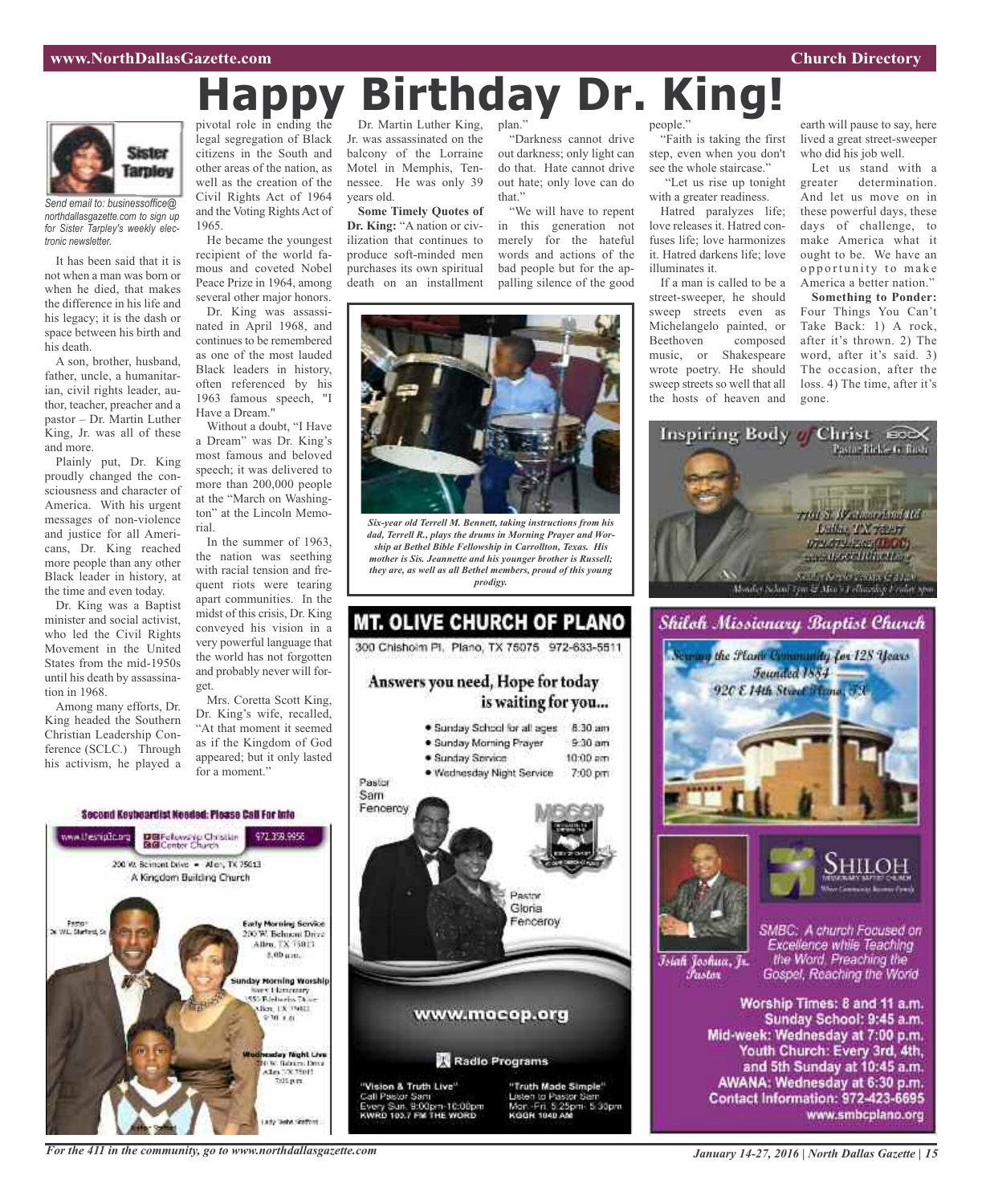# Happy Birthday Dr. King!

*Send email to: businessoffice@northdallasgazette.com to sign up for Sister Tarpley's weekly electronic newsletter.*

It has been said that it is not when a man was born or when he died, that makes the difference in his life and his legacy; it is the dash or space between his birth and his death.

A son, brother, husband, father, uncle, a humanitarian, civil rights leader, author, teacher, preacher and a pastor – Dr. Martin Luther King, Jr. was all of these and more.

Plainly put, Dr. King proudly changed the consciousness and character of America. With his urgent messages of non-violence and justice for all Americans, Dr. King reached more people than any other Black leader in history, at the time and even today.

Dr. King was a Baptist minister and social activist, who led the Civil Rights Movement in the United States from the mid-1950s until his death by assassination in 1968.

Among many efforts, Dr. King headed the Southern Christian Leadership Conference (SCLC.) Through his activism, he played a pivotal role in ending the legal segregation of Black citizens in the South and other areas of the nation, as well as the creation of the Civil Rights Act of 1964 and the Voting Rights Act of 1965.

He became the youngest recipient of the world famous and coveted Nobel Peace Prize in 1964, among several other major honors.

Dr. King was assassinated in April 1968, and continues to be remembered as one of the most lauded Black leaders in history, often referenced by his 1963 famous speech, "I Have a Dream."

Without a doubt, "I Have a Dream" was Dr. King's most famous and beloved speech; it was delivered to more than 200,000 people at the "March on Washington" at the Lincoln Memorial.

In the summer of 1963, the nation was seething with racial tension and frequent riots were tearing apart communities. In the midst of this crisis, Dr. King conveyed his vision in a very powerful language that the world has not forgotten and probably never will forget.

Mrs. Coretta Scott King, Dr. King's wife, recalled, "At that moment it seemed as if the Kingdom of God appeared; but it only lasted for a moment."

Dr. Martin Luther King, Jr. was assassinated on the balcony of the Lorraine Motel in Memphis, Tennessee. He was only 39 years old.

**Some Timely Quotes of Dr. King:** "A nation or civilization that continues to produce soft-minded men purchases its own spiritual death on an installment plan."

"Darkness cannot drive out darkness; only light can do that. Hate cannot drive out hate; only love can do that."

"We will have to repent in this generation not merely for the hateful words and actions of the bad people but for the appalling silence of the good people."

"Faith is taking the first step, even when you don't see the whole staircase."

"Let us rise up tonight with a greater readiness.

Hatred paralyzes life; love releases it. Hatred confuses life; love harmonizes it. Hatred darkens life; love illuminates it.

If a man is called to be a street-sweeper, he should sweep streets even as Michelangelo painted, or Beethoven composed music, or Shakespeare wrote poetry. He should sweep streets so well that all the hosts of heaven and earth will pause to say, here lived a great street-sweeper who did his job well.

Let us stand with a greater determination. And let us move on in these powerful days, these days of challenge, to make America what it ought to be. We have an opportunity to make America a better nation."

**Something to Ponder:** Four Things You Can't Take Back: 1) A rock, after it's thrown. 2) The word, after it's said. 3) The occasion, after the loss. 4) The time, after it's gone.

*Six-year old Terrell M. Bennett, taking instructions from his dad, Terrell R., plays the drums in Morning Prayer and Worship at Bethel Bible Fellowship in Carrollton, Texas. His mother is Sis. Jeannette and his younger brother is Russell; they are, as well as all Bethel members, proud of this young prodigy.*

**Second Keyboardist Needed: Please Call For Info**

www.thesnip1c.org | Fellowship Christian Center Church | 972.359.9956

200 W. Belmont Drive • Allen, TX 75013

A Kingdom Building Church

Pastor Dr. W.L. Stafford, Sr.

Early Morning Service
200 W. Belmont Drive
Allen, TX 75013
8:00 a.m.

Sunday Morning Worship
Curtis Elementary
Allen, TX 75013
9:30 a.m.

Wednesday Night Live
200 W. Belmont Drive
Allen, TX 75013
7:00 p.m.

Lady Sheila Stafford

## MT. OLIVE CHURCH OF PLANO

300 Chisholm Pl. Plano, TX 75075 972-633-5511

**Answers you need, Hope for today is waiting for you...**

- Sunday School for all ages 8:30 am
- Sunday Morning Prayer 9:30 am
- Sunday Service 10:00 am
- Wednesday Night Service 7:00 pm

Pastor Sam Fenceroy

Pastor Gloria Fenceroy

www.mocop.org

Radio Programs

"Vision & Truth Live"
Call Pastor Sam
Every Sun. 9:00pm-10:00pm
KWRD 100.7 FM THE WORD

"Truth Made Simple"
Listen to Pastor Sam
Mon.-Fri. 5:25pm- 5:30pm
KGGR 1040 AM

## Inspiring Body of Christ

Pastor Rickie G. Rush

7701 S. Westmoreland Rd
Dallas, TX 75237
972-372-4262 (IBOC)
www.IBOCCHURCH.org

Sunday Service 7:30 & 11 a.m.
Monday School 7pm & Men's Fellowship Friday 7pm

## Shiloh Missionary Baptist Church

Serving the Plano Community for 128 Years
Founded 1884
920 E 14th Street Plano, TX

Isiah Joshua, Jr. Pastor

SHILOH MISSIONARY BAPTIST CHURCH — Where Community Becomes Family

SMBC: A church Focused on Excellence while Teaching the Word, Preaching the Gospel, Reaching the World

Worship Times: 8 and 11 a.m.
Sunday School: 9:45 a.m.
Mid-week: Wednesday at 7:00 p.m.
Youth Church: Every 3rd, 4th, and 5th Sunday at 10:45 a.m.
AWANA: Wednesday at 6:30 p.m.
Contact Information: 972-423-6695
www.smbcplano.org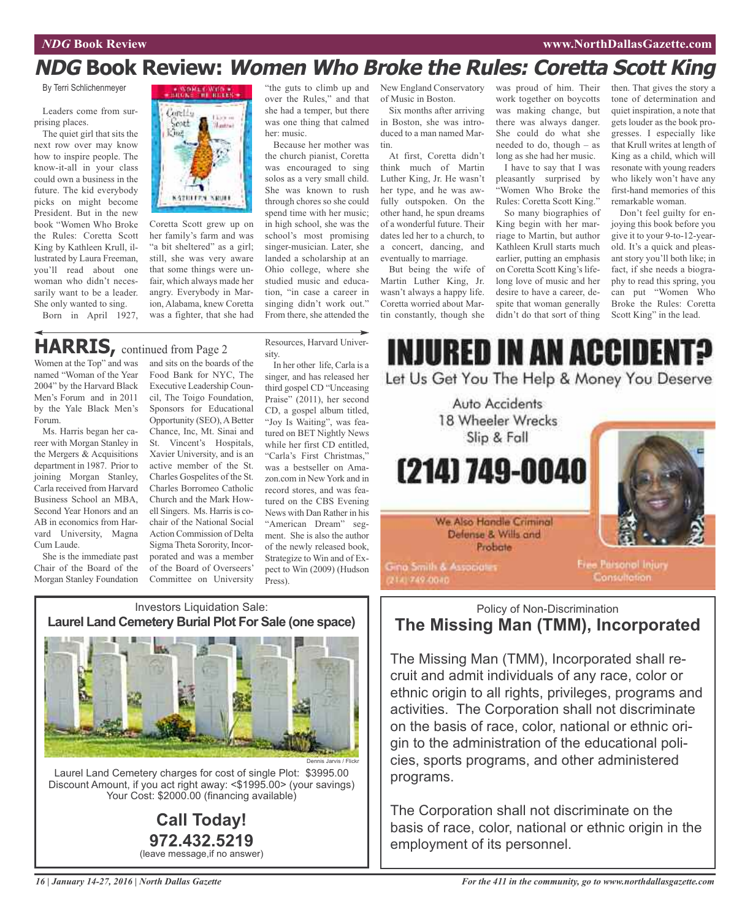# NDG Book Review: *Women Who Broke the Rules: Coretta Scott King*

By Terri Schlichenmeyer

Leaders come from surprising places.

The quiet girl that sits the next row over may know how to inspire people. The know-it-all in your class could own a business in the future. The kid everybody picks on might become President. But in the new book "Women Who Broke the Rules: Coretta Scott King by Kathleen Krull, illustrated by Laura Freeman, you'll read about one woman who didn't necessarily want to be a leader. She only wanted to sing.

Born in April 1927, Coretta Scott grew up on her family's farm and was "a bit sheltered" as a girl; still, she was very aware that some things were unfair, which always made her angry. Everybody in Marion, Alabama, knew Coretta was a fighter, that she had "the guts to climb up and over the Rules," and that she had a temper, but there was one thing that calmed her: music.

Because her mother was the church pianist, Coretta was encouraged to sing solos as a very small child. She was known to rush through chores so she could spend time with her music; in high school, she was the school's most promising singer-musician. Later, she landed a scholarship at an Ohio college, where she studied music and education, "in case a career in singing didn't work out." From there, she attended the New England Conservatory of Music in Boston.

Six months after arriving in Boston, she was introduced to a man named Martin.

At first, Coretta didn't think much of Martin Luther King, Jr. He wasn't her type, and he was awfully outspoken. On the other hand, he spun dreams of a wonderful future. Their dates led her to a church, to a concert, dancing, and eventually to marriage.

But being the wife of Martin Luther King, Jr. wasn't always a happy life. Coretta worried about Martin constantly, though she was proud of him. Their work together on boycotts was making change, but there was always danger. She could do what she needed to do, though – as long as she had her music.

I have to say that I was pleasantly surprised by "Women Who Broke the Rules: Coretta Scott King."

So many biographies of King begin with her marriage to Martin, but author Kathleen Krull starts much earlier, putting an emphasis on Coretta Scott King's lifelong love of music and her desire to have a career, despite that woman generally didn't do that sort of thing then. That gives the story a tone of determination and quiet inspiration, a note that gets louder as the book progresses. I especially like that Krull writes at length of King as a child, which will resonate with young readers who likely won't have any first-hand memories of this remarkable woman.

Don't feel guilty for enjoying this book before you give it to your 9-to-12-year-old. It's a quick and pleasant story you'll both like; in fact, if she needs a biography to read this spring, you can put "Women Who Broke the Rules: Coretta Scott King" in the lead.

## HARRIS, continued from Page 2

Women at the Top" and was named "Woman of the Year 2004" by the Harvard Black Men's Forum and in 2011 by the Yale Black Men's Forum.

Ms. Harris began her career with Morgan Stanley in the Mergers & Acquisitions department in 1987. Prior to joining Morgan Stanley, Carla received from Harvard Business School an MBA, Second Year Honors and an AB in economics from Harvard University, Magna Cum Laude.

She is the immediate past Chair of the Board of the Morgan Stanley Foundation and sits on the boards of the Food Bank for NYC, The Executive Leadership Council, The Toigo Foundation, Sponsors for Educational Opportunity (SEO), A Better Chance, Inc, Mt. Sinai and St. Vincent's Hospitals, Xavier University, and is an active member of the St. Charles Gospelites of the St. Charles Borromeo Catholic Church and the Mark Howell Singers. Ms. Harris is co-chair of the National Social Action Commission of Delta Sigma Theta Sorority, Incorporated and was a member of the Board of Overseers' Committee on University Resources, Harvard University.

In her other life, Carla is a singer, and has released her third gospel CD "Unceasing Praise" (2011), her second CD, a gospel album titled, "Joy Is Waiting", was featured on BET Nightly News while her first CD entitled, "Carla's First Christmas," was a bestseller on Amazon.com in New York and in record stores, and was featured on the CBS Evening News with Dan Rather in his "American Dream" segment. She is also the author of the newly released book, Strategize to Win and of Expect to Win (2009) (Hudson Press).

---

**INJURED IN AN ACCIDENT?**

Let Us Get You The Help & Money You Deserve

Auto Accidents
18 Wheeler Wrecks
Slip & Fall

**(214) 749-0040**

We Also Handle Criminal Defense & Wills and Probate

Gina Smith & Associates
(214) 749-0040

Free Personal Injury Consultation

---

Investors Liquidation Sale:
**Laurel Land Cemetery Burial Plot For Sale (one space)**

Dennis Jarvis / Flickr

Laurel Land Cemetery charges for cost of single Plot: $3995.00
Discount Amount, if you act right away: <$1995.00> (your savings)
Your Cost: $2000.00 (financing available)

**Call Today!**
**972.432.5219**
(leave message,if no answer)

---

Policy of Non-Discrimination

## The Missing Man (TMM), Incorporated

The Missing Man (TMM), Incorporated shall recruit and admit individuals of any race, color or ethnic origin to all rights, privileges, programs and activities. The Corporation shall not discriminate on the basis of race, color, national or ethnic origin to the administration of the educational policies, sports programs, and other administered programs.

The Corporation shall not discriminate on the basis of race, color, national or ethnic origin in the employment of its personnel.